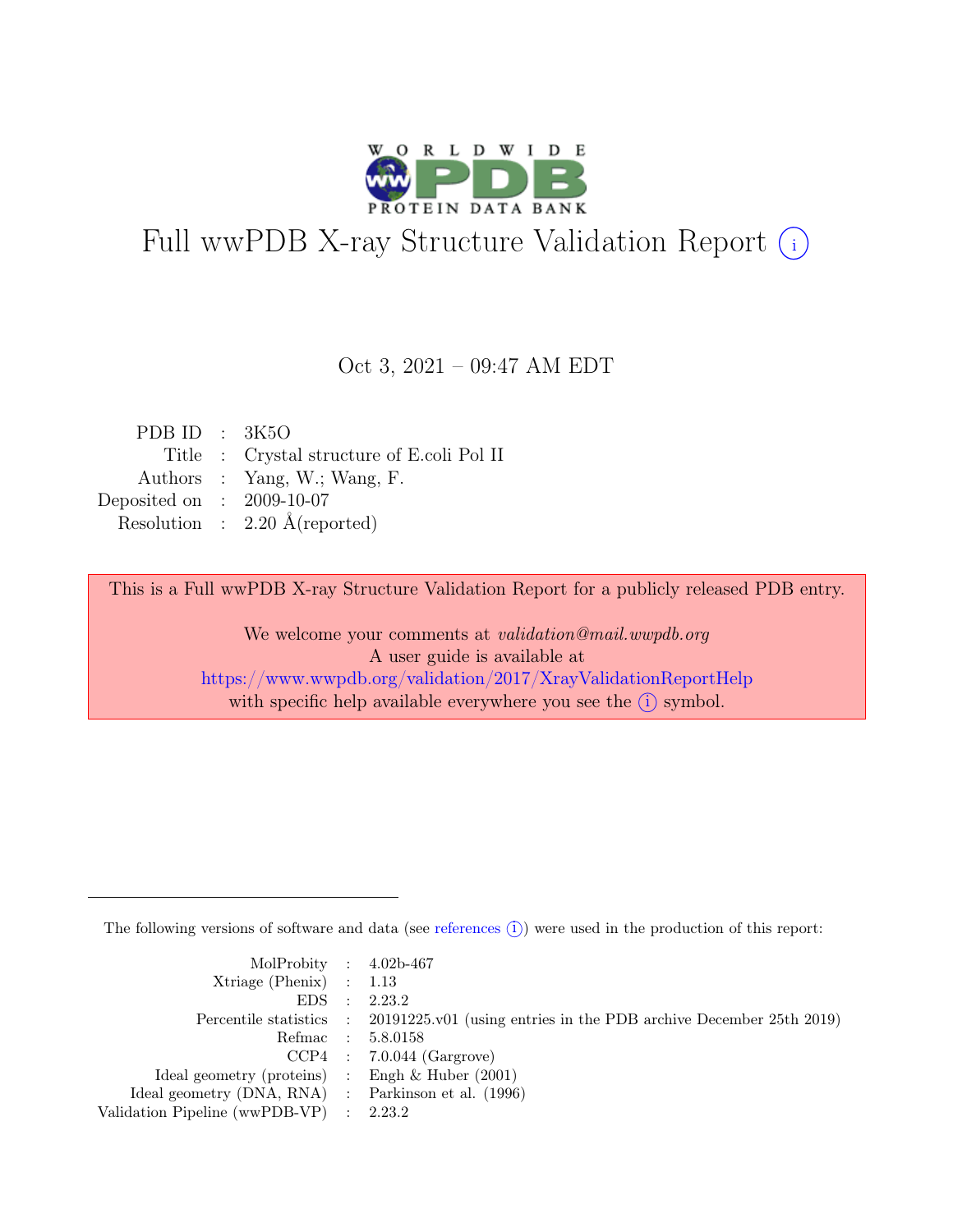# Full wwPDB X-ray Structure Validation Report (i)

Oct 3, 2021 – 09:47 AM EDT

| | | |
|---|---|---|
| PDB ID | : | 3K5O |
| Title | : | Crystal structure of E.coli Pol II |
| Authors | : | Yang, W.; Wang, F. |
| Deposited on | : | 2009-10-07 |
| Resolution | : | 2.20 Å(reported) |

This is a Full wwPDB X-ray Structure Validation Report for a publicly released PDB entry.

We welcome your comments at *validation@mail.wwpdb.org*
A user guide is available at
https://www.wwpdb.org/validation/2017/XrayValidationReportHelp
with specific help available everywhere you see the (i) symbol.

---

The following versions of software and data (see references (i)) were used in the production of this report:

| | | |
|---|---|---|
| MolProbity | : | 4.02b-467 |
| Xtriage (Phenix) | : | 1.13 |
| EDS | : | 2.23.2 |
| Percentile statistics | : | 20191225.v01 (using entries in the PDB archive December 25th 2019) |
| Refmac | : | 5.8.0158 |
| CCP4 | : | 7.0.044 (Gargrove) |
| Ideal geometry (proteins) | : | Engh & Huber (2001) |
| Ideal geometry (DNA, RNA) | : | Parkinson et al. (1996) |
| Validation Pipeline (wwPDB-VP) | : | 2.23.2 |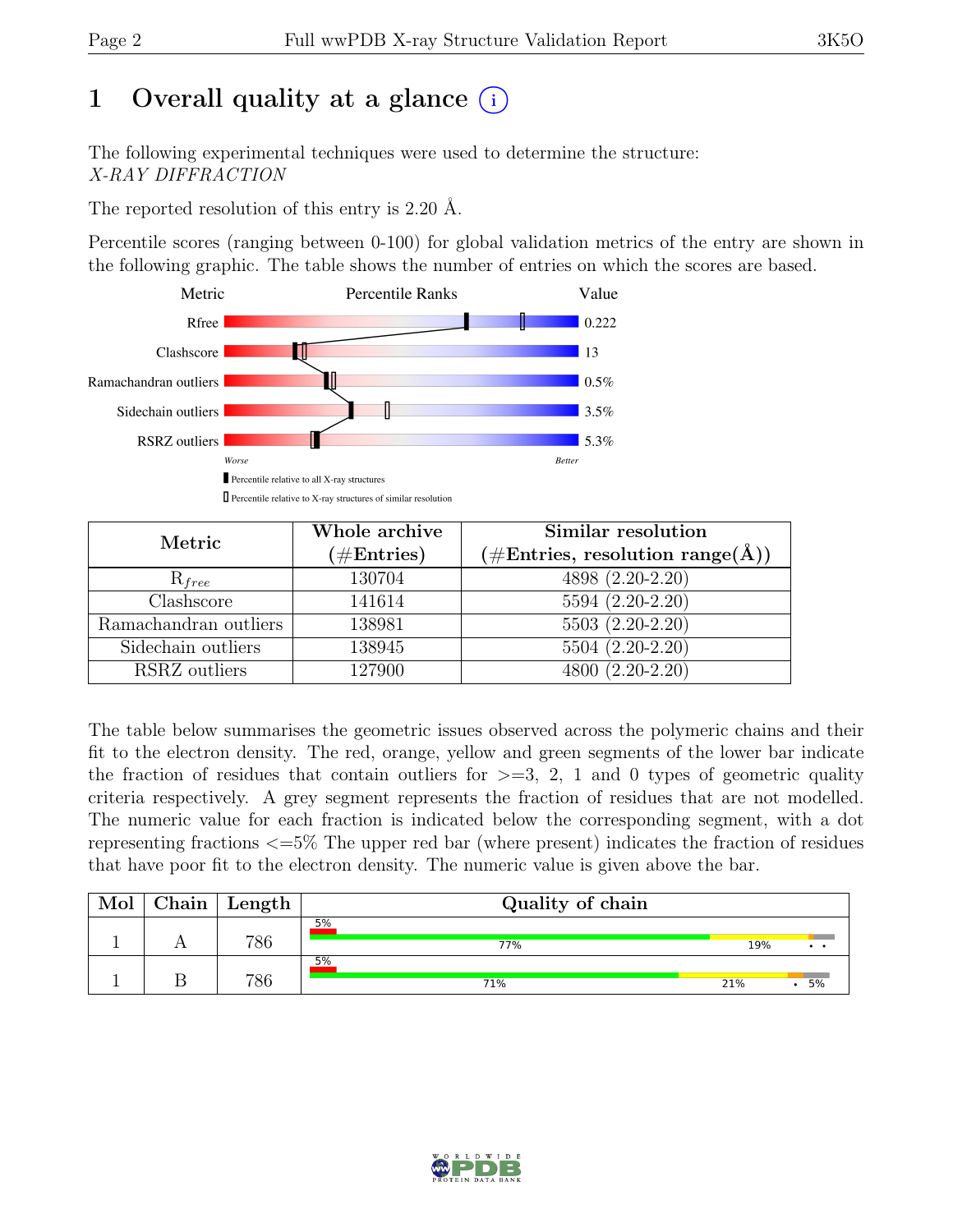# 1 Overall quality at a glance (i)

The following experimental techniques were used to determine the structure:
*X-RAY DIFFRACTION*

The reported resolution of this entry is 2.20 Å.

Percentile scores (ranging between 0-100) for global validation metrics of the entry are shown in the following graphic. The table shows the number of entries on which the scores are based.

| Metric | Value |
|---|---|
| Rfree | 0.222 |
| Clashscore | 13 |
| Ramachandran outliers | 0.5% |
| Sidechain outliers | 3.5% |
| RSRZ outliers | 5.3% |

Worse — Better

▮ Percentile relative to all X-ray structures
▯ Percentile relative to X-ray structures of similar resolution

| Metric | Whole archive (#Entries) | Similar resolution (#Entries, resolution range(Å)) |
|---|---|---|
| $R_{free}$ | 130704 | 4898 (2.20-2.20) |
| Clashscore | 141614 | 5594 (2.20-2.20) |
| Ramachandran outliers | 138981 | 5503 (2.20-2.20) |
| Sidechain outliers | 138945 | 5504 (2.20-2.20) |
| RSRZ outliers | 127900 | 4800 (2.20-2.20) |

The table below summarises the geometric issues observed across the polymeric chains and their fit to the electron density. The red, orange, yellow and green segments of the lower bar indicate the fraction of residues that contain outliers for >=3, 2, 1 and 0 types of geometric quality criteria respectively. A grey segment represents the fraction of residues that are not modelled. The numeric value for each fraction is indicated below the corresponding segment, with a dot representing fractions <=5% The upper red bar (where present) indicates the fraction of residues that have poor fit to the electron density. The numeric value is given above the bar.

| Mol | Chain | Length | Quality of chain |
|---|---|---|---|
| 1 | A | 786 | 5%; 77%, 19%, •, • |
| 1 | B | 786 | 5%; 71%, 21%, •, 5% |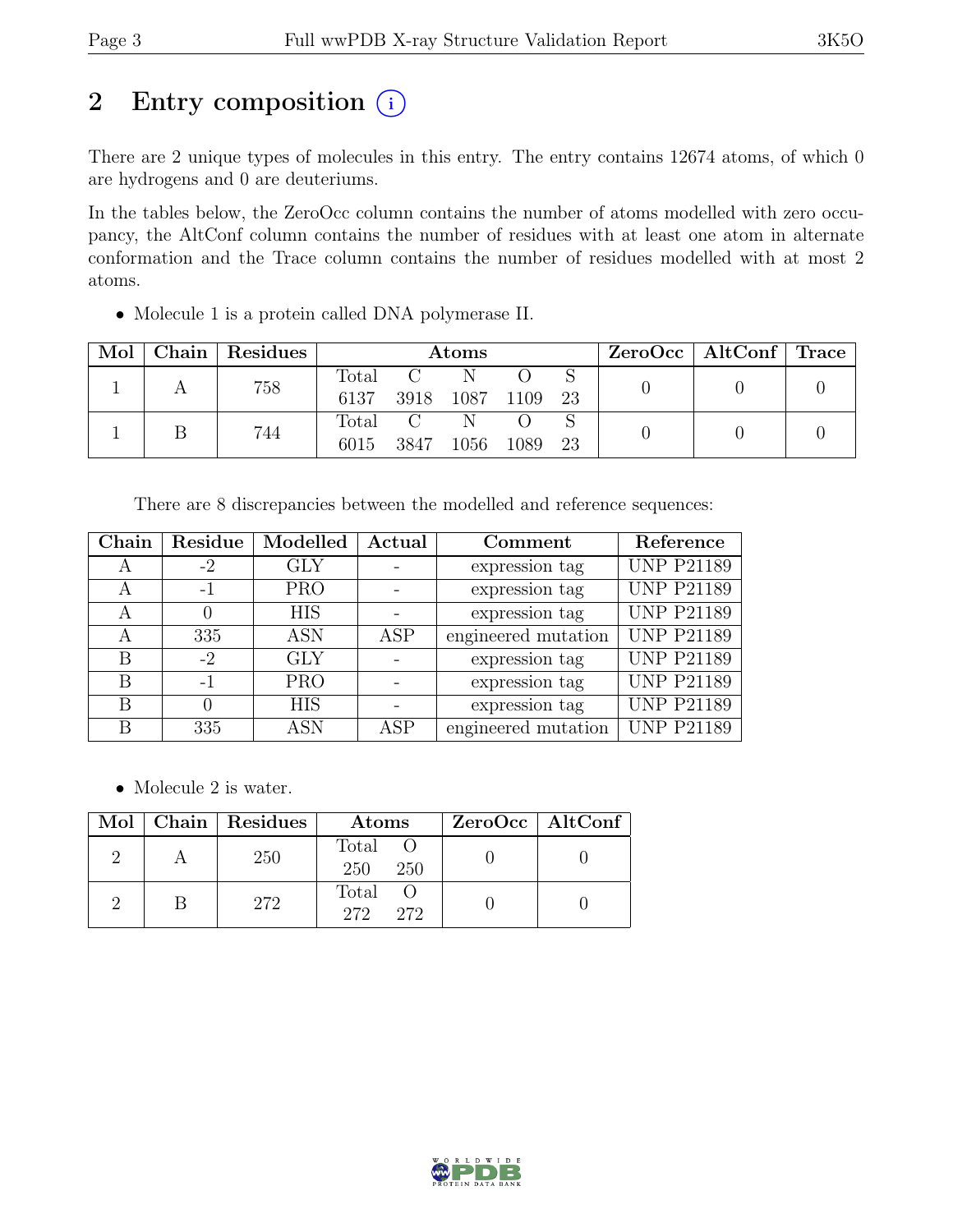# 2 Entry composition

There are 2 unique types of molecules in this entry. The entry contains 12674 atoms, of which 0 are hydrogens and 0 are deuteriums.

In the tables below, the ZeroOcc column contains the number of atoms modelled with zero occupancy, the AltConf column contains the number of residues with at least one atom in alternate conformation and the Trace column contains the number of residues modelled with at most 2 atoms.

- Molecule 1 is a protein called DNA polymerase II.

| Mol | Chain | Residues | Atoms | | | | | ZeroOcc | AltConf | Trace |
|---|---|---|---|---|---|---|---|---|---|---|
| | | | Total | C | N | O | S | | | |
| 1 | A | 758 | 6137 | 3918 | 1087 | 1109 | 23 | 0 | 0 | 0 |
| 1 | B | 744 | 6015 | 3847 | 1056 | 1089 | 23 | 0 | 0 | 0 |

There are 8 discrepancies between the modelled and reference sequences:

| Chain | Residue | Modelled | Actual | Comment | Reference |
|---|---|---|---|---|---|
| A | -2 | GLY | - | expression tag | UNP P21189 |
| A | -1 | PRO | - | expression tag | UNP P21189 |
| A | 0 | HIS | - | expression tag | UNP P21189 |
| A | 335 | ASN | ASP | engineered mutation | UNP P21189 |
| B | -2 | GLY | - | expression tag | UNP P21189 |
| B | -1 | PRO | - | expression tag | UNP P21189 |
| B | 0 | HIS | - | expression tag | UNP P21189 |
| B | 335 | ASN | ASP | engineered mutation | UNP P21189 |

- Molecule 2 is water.

| Mol | Chain | Residues | Atoms | | ZeroOcc | AltConf |
|---|---|---|---|---|---|---|
| | | | Total | O | | |
| 2 | A | 250 | 250 | 250 | 0 | 0 |
| 2 | B | 272 | 272 | 272 | 0 | 0 |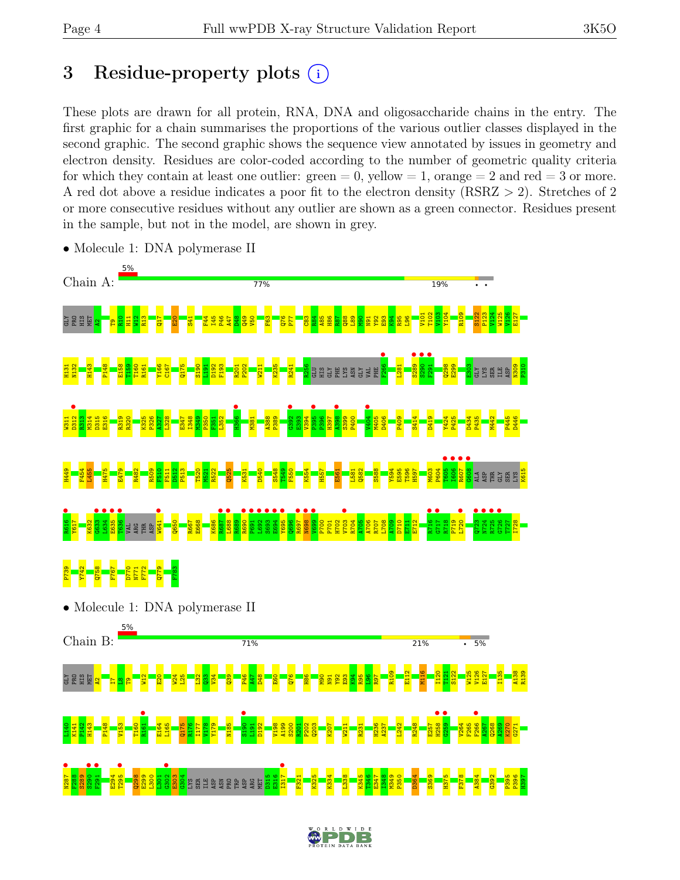# 3 Residue-property plots

These plots are drawn for all protein, RNA, DNA and oligosaccharide chains in the entry. The first graphic for a chain summarises the proportions of the various outlier classes displayed in the second graphic. The second graphic shows the sequence view annotated by issues in geometry and electron density. Residues are color-coded according to the number of geometric quality criteria for which they contain at least one outlier: green = 0, yellow = 1, orange = 2 and red = 3 or more. A red dot above a residue indicates a poor fit to the electron density (RSRZ > 2). Stretches of 2 or more consecutive residues without any outlier are shown as a green connector. Residues present in the sample, but not in the model, are shown in grey.

- Molecule 1: DNA polymerase II

Chain A: 5% | 77% | 19% | • •

GLY PRO HIS MET A2 T9 E10 H11 W12 R13 Q17 E20 S41 F44 I45 P46 A47 D48 Q49 V50 F63 Q76 P77 C83 R84 A85 H86 R87 Q88 L89 M90 N91 Y92 E93 K94 R95 L96 V101 T102 V103 Y104 R109 S122 P123 V124 W125 V126 E127 H131 H132 H143 P148 E158 T159 T160 R161 Y166 C167 Q175 S190 L191 D192 F193 R201 P202 W211 K235 R241 R256 GLU HIS GLY PHE LYS ASN GLY VAL PHE F266 L281 S289 S290 F291 Q298 E299 E303 GLY LYS SER ILE ASP N309 P310 W311 D312 R313 M314 D315 E316 R319 R320 K325 P326 A327 L328 E347 I348 M349 P350 F351 L352 H366 M381 A388 P389 G392 E393 V394 P395 P396 H397 A398 S399 P400 V404 M405 D406 P409 S414 D419 Y424 P425 D434 P435 M442 P445 D446 H449 F454 L455 H475 E479 R482 R509 F510 F511 D512 P513 T520 M521 R522 Q525 K531 D540 S548 T549 F550 K554 H557 E561 L581 Q582 S588 Y594 E595 T596 H597 M603 P604 T605 I606 R607 G608 ALA ASP THR GLY SER LYS K615 R616 I617 K632 G633 L634 E635 T636 VAL ARG THR ASP W641 Q650 R667 E668 K686 R687 L688 R689 R690 P691 L692 S693 E694 Y695 Q696 R697 N698 V699 P700 P701 R702 V703 K704 A705 A706 R707 L708 A709 D710 E711 E712 R716 G717 R718 P719 L720 Q723 W724 R725 G726 T727 I728 P739 Y742 Q758 F767 D770 N771 F772 Q779 F783

- Molecule 1: DNA polymerase II

Chain B: 5% | 71% | 21% | • 5%

GLY PRO HIS MET A2 I7 L8 T9 W12 E20 W24 L25 L32 Q33 V34 Q39 P46 A47 D48 E60 Q76 H86 M90 N91 Y92 E93 K94 R95 L96 R97 R109 E112 M116 I120 T121 S122 W125 V126 E127 I135 A138 R139 L140 K141 P142 H143 P148 V153 T160 R161 E164 L165 Q175 R176 I177 V178 Y179 N185 S190 L191 D192 V198 A199 S200 R201 P202 Q203 K207 W211 R231 H236 A237 L242 R248 E257 H258 G259 V264 F265 F266 A267 Q268 A269 K270 G271 N287 P288 S289 S290 F291 E294 T295 Q298 E299 L300 L301 G302 E303 G304 LYS SER ILE ASP ASN PRO TRP ASP ARG MET D315 E316 I317 F321 K325 K334 L338 K345 T346 E347 I348 M349 P350 D364 S369 H375 F378 A384 G392 P395 P396 H397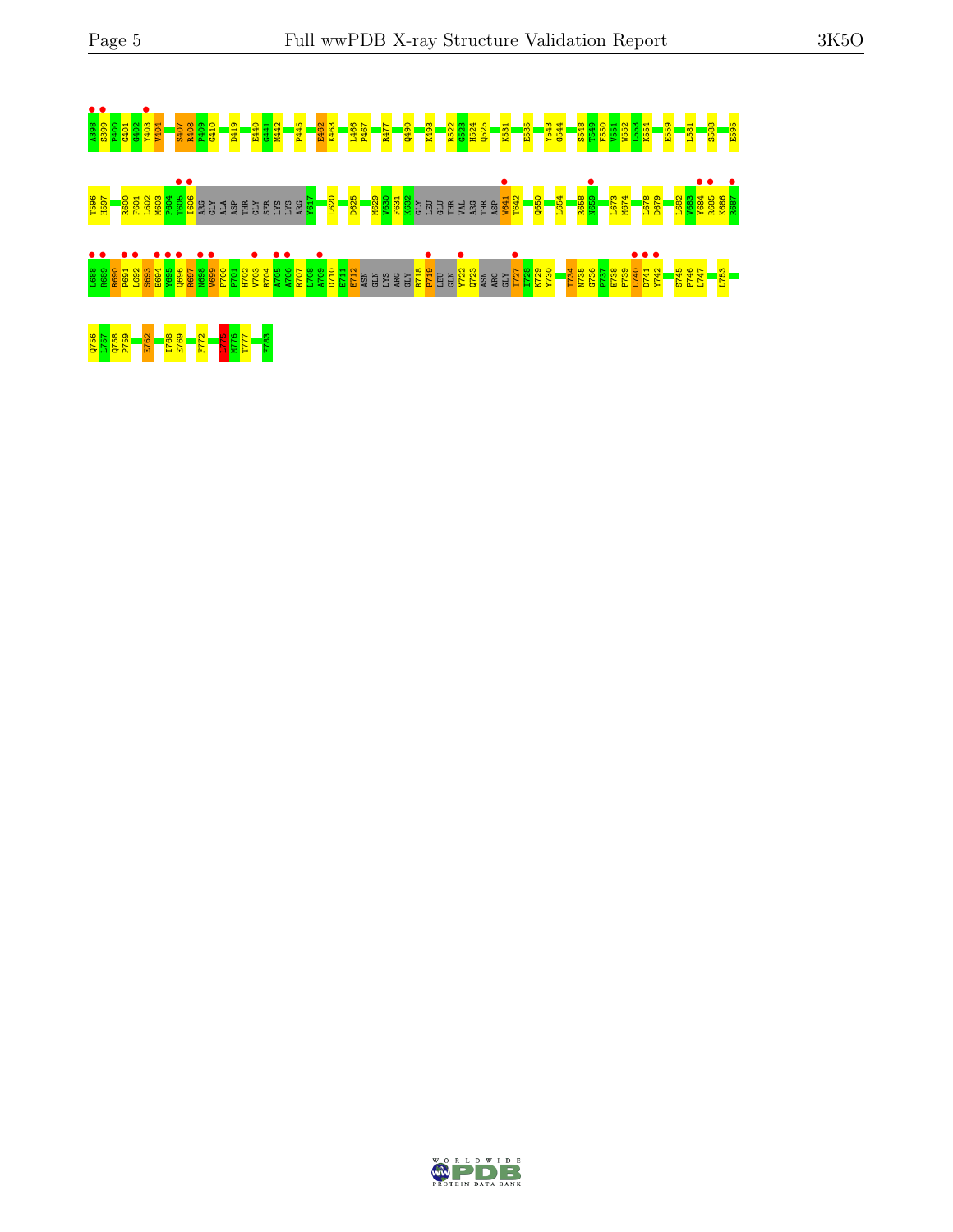A398 S399 P400 G401 G402 Y403 V404 S407 R408 P409 G410 D419 E440 G441 M442 P445 E462 K463 L466 P467 R477 Q490 K493 R522 G523 H524 Q525 K531 E535 Y543 G544 S548 T549 F550 V551 W552 L553 K554 E559 L581 S588 E595

T596 H597 R600 F601 L602 M603 P604 T605 I606 ARG GLY ALA ASP THR GLY SER LYS LYS ARG Y617 L620 D625 M629 V630 F631 K632 GLY LEU GLU THR VAL ARG THR ASP W641 T642 Q650 L654 R658 N659 L673 M674 L678 D679 L682 V683 Y684 R685 K686 K687

L688 K689 R690 P691 L692 S693 E694 Y695 Q696 R697 N698 V699 P700 F701 H702 V703 R704 A705 A706 R707 L708 A709 D710 E711 E712 ASN GLN LYS ARG GLY R718 P719 LEU GLN Y722 Q723 ASN ARG GLY T727 I728 K729 Y730 T734 N735 G736 P737 E738 P739 L740 D741 Y742 S745 P746 L747 L753

Q756 L757 G758 P759 E762 I768 E769 F772 L775 M776 T777 F783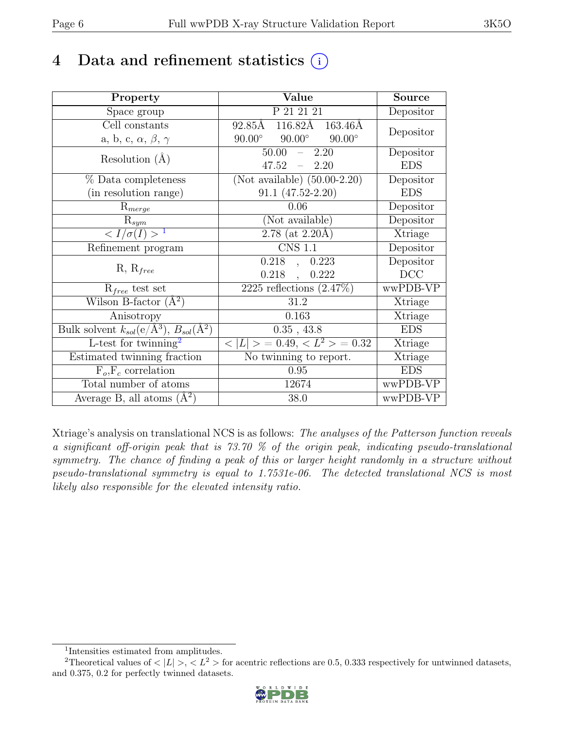# 4 Data and refinement statistics

| Property | Value | Source |
|---|---|---|
| Space group | P 21 21 21 | Depositor |
| Cell constants<br>a, b, c, $\alpha$, $\beta$, $\gamma$ | 92.85Å 116.82Å 163.46Å<br>90.00° 90.00° 90.00° | Depositor |
| Resolution (Å) | 50.00 – 2.20<br>47.52 – 2.20 | Depositor<br>EDS |
| % Data completeness<br>(in resolution range) | (Not available) (50.00-2.20)<br>91.1 (47.52-2.20) | Depositor<br>EDS |
| $R_{merge}$ | 0.06 | Depositor |
| $R_{sym}$ | (Not available) | Depositor |
| $< I/\sigma(I) >$ [1] | 2.78 (at 2.20Å) | Xtriage |
| Refinement program | CNS 1.1 | Depositor |
| R, $R_{free}$ | 0.218 , 0.223<br>0.218 , 0.222 | Depositor<br>DCC |
| $R_{free}$ test set | 2225 reflections (2.47%) | wwPDB-VP |
| Wilson B-factor ($Å^2$) | 31.2 | Xtriage |
| Anisotropy | 0.163 | Xtriage |
| Bulk solvent $k_{sol}$(e/$Å^3$), $B_{sol}$($Å^2$) | 0.35 , 43.8 | EDS |
| L-test for twinning[2] | $< \|L\| > = 0.49$, $< L^2 > = 0.32$ | Xtriage |
| Estimated twinning fraction | No twinning to report. | Xtriage |
| $F_o$,$F_c$ correlation | 0.95 | EDS |
| Total number of atoms | 12674 | wwPDB-VP |
| Average B, all atoms ($Å^2$) | 38.0 | wwPDB-VP |

Xtriage's analysis on translational NCS is as follows: *The analyses of the Patterson function reveals a significant off-origin peak that is 73.70 % of the origin peak, indicating pseudo-translational symmetry. The chance of finding a peak of this or larger height randomly in a structure without pseudo-translational symmetry is equal to 1.7531e-06. The detected translational NCS is most likely also responsible for the elevated intensity ratio.*

[1] Intensities estimated from amplitudes.

[2] Theoretical values of $< |L| >$, $< L^2 >$ for acentric reflections are 0.5, 0.333 respectively for untwinned datasets, and 0.375, 0.2 for perfectly twinned datasets.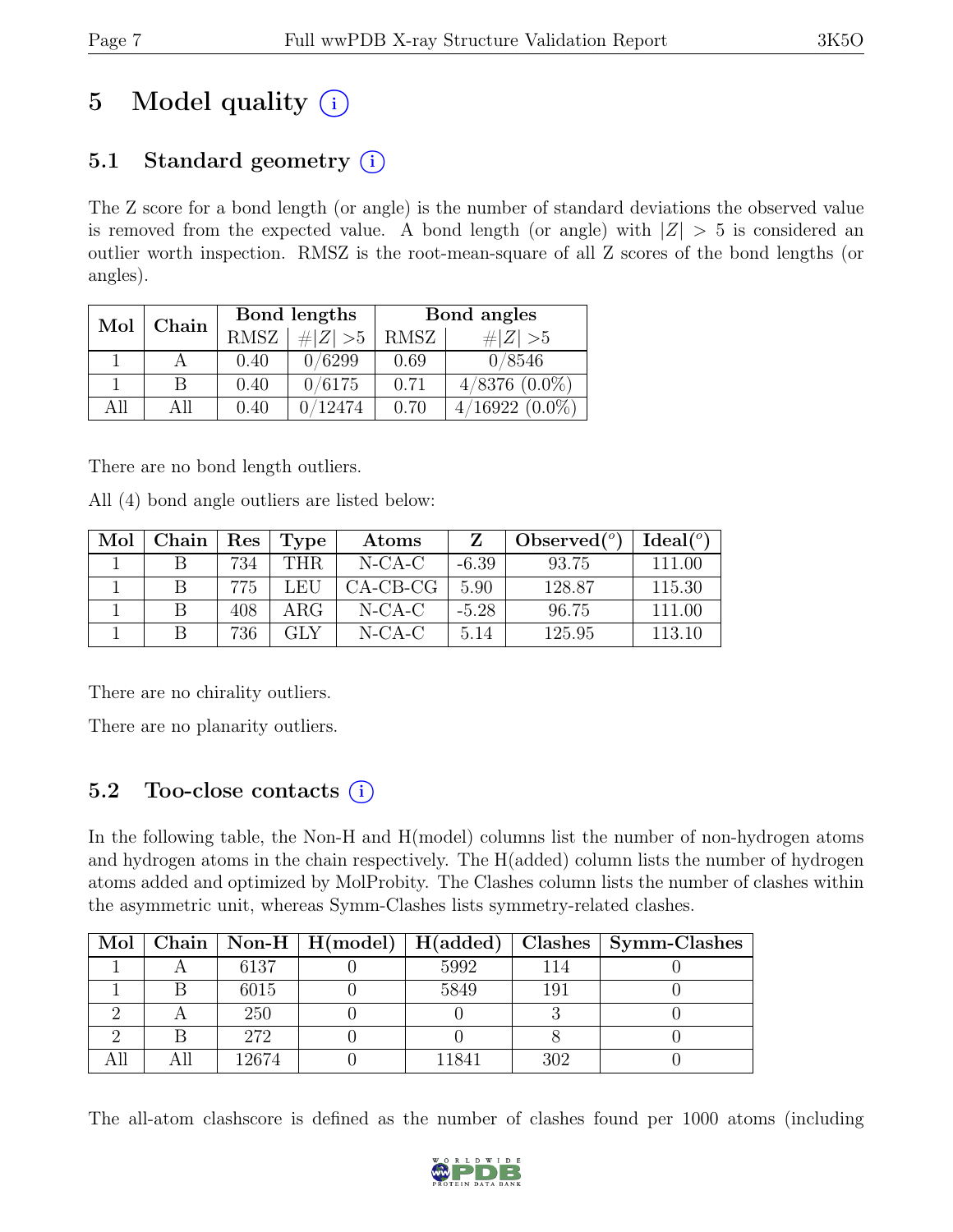# 5 Model quality (i)

## 5.1 Standard geometry (i)

The Z score for a bond length (or angle) is the number of standard deviations the observed value is removed from the expected value. A bond length (or angle) with $|Z| > 5$ is considered an outlier worth inspection. RMSZ is the root-mean-square of all Z scores of the bond lengths (or angles).

| Mol | Chain | Bond lengths | | Bond angles | |
|---|---|---|---|---|---|
| | | RMSZ | $\#\|Z\|>5$ | RMSZ | $\#\|Z\|>5$ |
| 1 | A | 0.40 | 0/6299 | 0.69 | 0/8546 |
| 1 | B | 0.40 | 0/6175 | 0.71 | 4/8376 (0.0%) |
| All | All | 0.40 | 0/12474 | 0.70 | 4/16922 (0.0%) |

There are no bond length outliers.

All (4) bond angle outliers are listed below:

| Mol | Chain | Res | Type | Atoms | Z | Observed(°) | Ideal(°) |
|---|---|---|---|---|---|---|---|
| 1 | B | 734 | THR | N-CA-C | -6.39 | 93.75 | 111.00 |
| 1 | B | 775 | LEU | CA-CB-CG | 5.90 | 128.87 | 115.30 |
| 1 | B | 408 | ARG | N-CA-C | -5.28 | 96.75 | 111.00 |
| 1 | B | 736 | GLY | N-CA-C | 5.14 | 125.95 | 113.10 |

There are no chirality outliers.

There are no planarity outliers.

## 5.2 Too-close contacts (i)

In the following table, the Non-H and H(model) columns list the number of non-hydrogen atoms and hydrogen atoms in the chain respectively. The H(added) column lists the number of hydrogen atoms added and optimized by MolProbity. The Clashes column lists the number of clashes within the asymmetric unit, whereas Symm-Clashes lists symmetry-related clashes.

| Mol | Chain | Non-H | H(model) | H(added) | Clashes | Symm-Clashes |
|---|---|---|---|---|---|---|
| 1 | A | 6137 | 0 | 5992 | 114 | 0 |
| 1 | B | 6015 | 0 | 5849 | 191 | 0 |
| 2 | A | 250 | 0 | 0 | 3 | 0 |
| 2 | B | 272 | 0 | 0 | 8 | 0 |
| All | All | 12674 | 0 | 11841 | 302 | 0 |

The all-atom clashscore is defined as the number of clashes found per 1000 atoms (including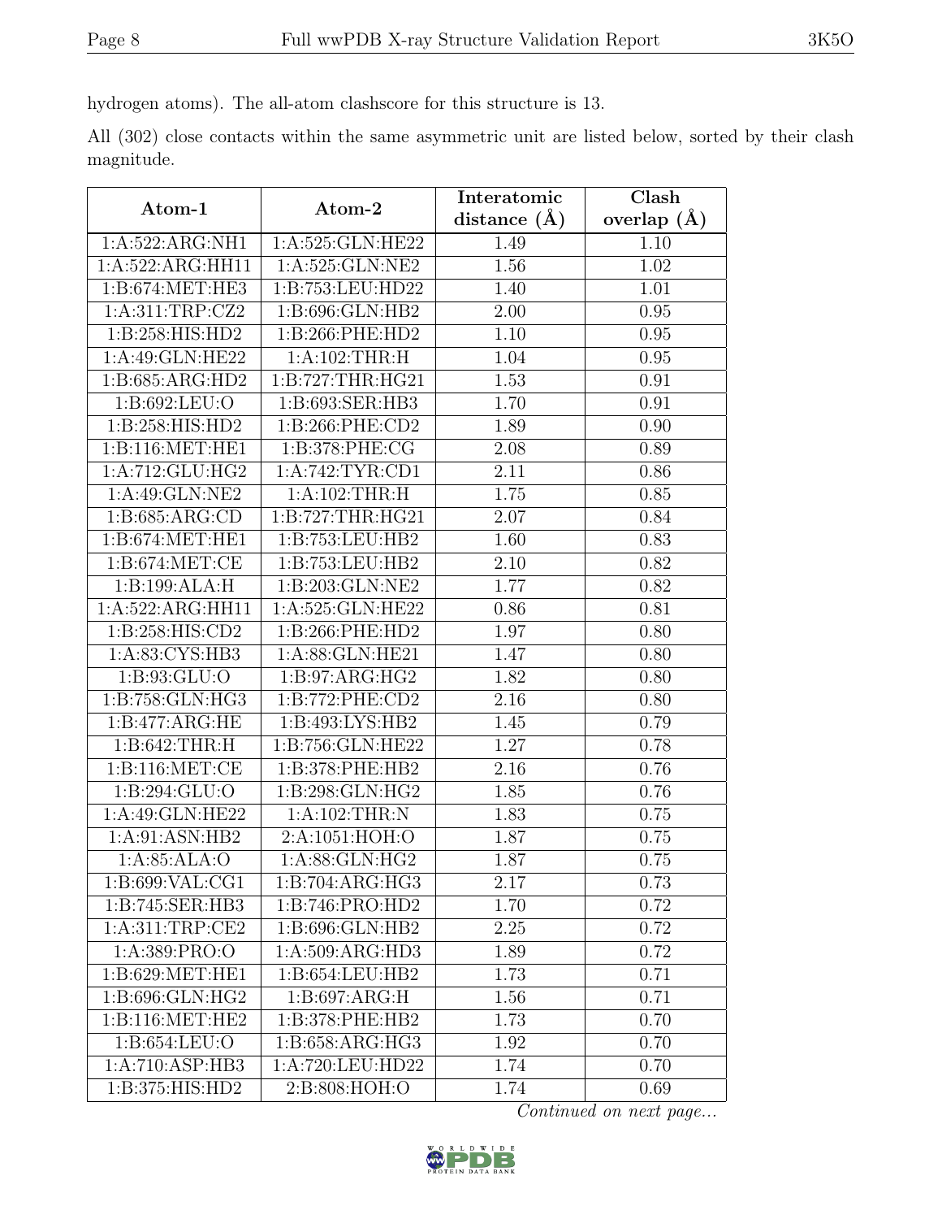hydrogen atoms). The all-atom clashscore for this structure is 13.

All (302) close contacts within the same asymmetric unit are listed below, sorted by their clash magnitude.

| Atom-1 | Atom-2 | Interatomic distance (Å) | Clash overlap (Å) |
|---|---|---|---|
| 1:A:522:ARG:NH1 | 1:A:525:GLN:HE22 | 1.49 | 1.10 |
| 1:A:522:ARG:HH11 | 1:A:525:GLN:NE2 | 1.56 | 1.02 |
| 1:B:674:MET:HE3 | 1:B:753:LEU:HD22 | 1.40 | 1.01 |
| 1:A:311:TRP:CZ2 | 1:B:696:GLN:HB2 | 2.00 | 0.95 |
| 1:B:258:HIS:HD2 | 1:B:266:PHE:HD2 | 1.10 | 0.95 |
| 1:A:49:GLN:HE22 | 1:A:102:THR:H | 1.04 | 0.95 |
| 1:B:685:ARG:HD2 | 1:B:727:THR:HG21 | 1.53 | 0.91 |
| 1:B:692:LEU:O | 1:B:693:SER:HB3 | 1.70 | 0.91 |
| 1:B:258:HIS:HD2 | 1:B:266:PHE:CD2 | 1.89 | 0.90 |
| 1:B:116:MET:HE1 | 1:B:378:PHE:CG | 2.08 | 0.89 |
| 1:A:712:GLU:HG2 | 1:A:742:TYR:CD1 | 2.11 | 0.86 |
| 1:A:49:GLN:NE2 | 1:A:102:THR:H | 1.75 | 0.85 |
| 1:B:685:ARG:CD | 1:B:727:THR:HG21 | 2.07 | 0.84 |
| 1:B:674:MET:HE1 | 1:B:753:LEU:HB2 | 1.60 | 0.83 |
| 1:B:674:MET:CE | 1:B:753:LEU:HB2 | 2.10 | 0.82 |
| 1:B:199:ALA:H | 1:B:203:GLN:NE2 | 1.77 | 0.82 |
| 1:A:522:ARG:HH11 | 1:A:525:GLN:HE22 | 0.86 | 0.81 |
| 1:B:258:HIS:CD2 | 1:B:266:PHE:HD2 | 1.97 | 0.80 |
| 1:A:83:CYS:HB3 | 1:A:88:GLN:HE21 | 1.47 | 0.80 |
| 1:B:93:GLU:O | 1:B:97:ARG:HG2 | 1.82 | 0.80 |
| 1:B:758:GLN:HG3 | 1:B:772:PHE:CD2 | 2.16 | 0.80 |
| 1:B:477:ARG:HE | 1:B:493:LYS:HB2 | 1.45 | 0.79 |
| 1:B:642:THR:H | 1:B:756:GLN:HE22 | 1.27 | 0.78 |
| 1:B:116:MET:CE | 1:B:378:PHE:HB2 | 2.16 | 0.76 |
| 1:B:294:GLU:O | 1:B:298:GLN:HG2 | 1.85 | 0.76 |
| 1:A:49:GLN:HE22 | 1:A:102:THR:N | 1.83 | 0.75 |
| 1:A:91:ASN:HB2 | 2:A:1051:HOH:O | 1.87 | 0.75 |
| 1:A:85:ALA:O | 1:A:88:GLN:HG2 | 1.87 | 0.75 |
| 1:B:699:VAL:CG1 | 1:B:704:ARG:HG3 | 2.17 | 0.73 |
| 1:B:745:SER:HB3 | 1:B:746:PRO:HD2 | 1.70 | 0.72 |
| 1:A:311:TRP:CE2 | 1:B:696:GLN:HB2 | 2.25 | 0.72 |
| 1:A:389:PRO:O | 1:A:509:ARG:HD3 | 1.89 | 0.72 |
| 1:B:629:MET:HE1 | 1:B:654:LEU:HB2 | 1.73 | 0.71 |
| 1:B:696:GLN:HG2 | 1:B:697:ARG:H | 1.56 | 0.71 |
| 1:B:116:MET:HE2 | 1:B:378:PHE:HB2 | 1.73 | 0.70 |
| 1:B:654:LEU:O | 1:B:658:ARG:HG3 | 1.92 | 0.70 |
| 1:A:710:ASP:HB3 | 1:A:720:LEU:HD22 | 1.74 | 0.70 |
| 1:B:375:HIS:HD2 | 2:B:808:HOH:O | 1.74 | 0.69 |

*Continued on next page...*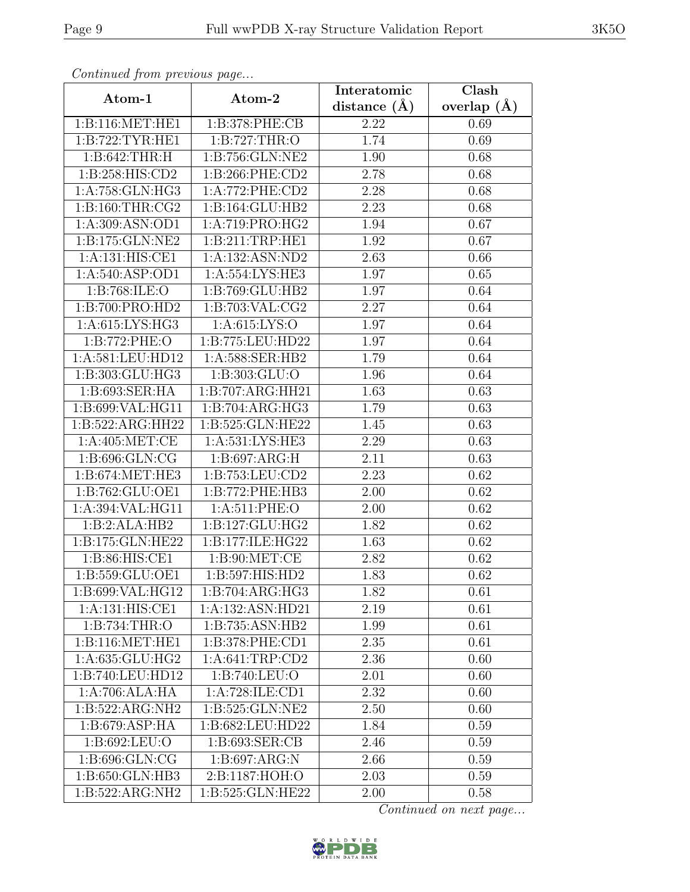*Continued from previous page...*

| Atom-1 | Atom-2 | Interatomic distance (Å) | Clash overlap (Å) |
| --- | --- | --- | --- |
| 1:B:116:MET:HE1 | 1:B:378:PHE:CB | 2.22 | 0.69 |
| 1:B:722:TYR:HE1 | 1:B:727:THR:O | 1.74 | 0.69 |
| 1:B:642:THR:H | 1:B:756:GLN:NE2 | 1.90 | 0.68 |
| 1:B:258:HIS:CD2 | 1:B:266:PHE:CD2 | 2.78 | 0.68 |
| 1:A:758:GLN:HG3 | 1:A:772:PHE:CD2 | 2.28 | 0.68 |
| 1:B:160:THR:CG2 | 1:B:164:GLU:HB2 | 2.23 | 0.68 |
| 1:A:309:ASN:OD1 | 1:A:719:PRO:HG2 | 1.94 | 0.67 |
| 1:B:175:GLN:NE2 | 1:B:211:TRP:HE1 | 1.92 | 0.67 |
| 1:A:131:HIS:CE1 | 1:A:132:ASN:ND2 | 2.63 | 0.66 |
| 1:A:540:ASP:OD1 | 1:A:554:LYS:HE3 | 1.97 | 0.65 |
| 1:B:768:ILE:O | 1:B:769:GLU:HB2 | 1.97 | 0.64 |
| 1:B:700:PRO:HD2 | 1:B:703:VAL:CG2 | 2.27 | 0.64 |
| 1:A:615:LYS:HG3 | 1:A:615:LYS:O | 1.97 | 0.64 |
| 1:B:772:PHE:O | 1:B:775:LEU:HD22 | 1.97 | 0.64 |
| 1:A:581:LEU:HD12 | 1:A:588:SER:HB2 | 1.79 | 0.64 |
| 1:B:303:GLU:HG3 | 1:B:303:GLU:O | 1.96 | 0.64 |
| 1:B:693:SER:HA | 1:B:707:ARG:HH21 | 1.63 | 0.63 |
| 1:B:699:VAL:HG11 | 1:B:704:ARG:HG3 | 1.79 | 0.63 |
| 1:B:522:ARG:HH22 | 1:B:525:GLN:HE22 | 1.45 | 0.63 |
| 1:A:405:MET:CE | 1:A:531:LYS:HE3 | 2.29 | 0.63 |
| 1:B:696:GLN:CG | 1:B:697:ARG:H | 2.11 | 0.63 |
| 1:B:674:MET:HE3 | 1:B:753:LEU:CD2 | 2.23 | 0.62 |
| 1:B:762:GLU:OE1 | 1:B:772:PHE:HB3 | 2.00 | 0.62 |
| 1:A:394:VAL:HG11 | 1:A:511:PHE:O | 2.00 | 0.62 |
| 1:B:2:ALA:HB2 | 1:B:127:GLU:HG2 | 1.82 | 0.62 |
| 1:B:175:GLN:HE22 | 1:B:177:ILE:HG22 | 1.63 | 0.62 |
| 1:B:86:HIS:CE1 | 1:B:90:MET:CE | 2.82 | 0.62 |
| 1:B:559:GLU:OE1 | 1:B:597:HIS:HD2 | 1.83 | 0.62 |
| 1:B:699:VAL:HG12 | 1:B:704:ARG:HG3 | 1.82 | 0.61 |
| 1:A:131:HIS:CE1 | 1:A:132:ASN:HD21 | 2.19 | 0.61 |
| 1:B:734:THR:O | 1:B:735:ASN:HB2 | 1.99 | 0.61 |
| 1:B:116:MET:HE1 | 1:B:378:PHE:CD1 | 2.35 | 0.61 |
| 1:A:635:GLU:HG2 | 1:A:641:TRP:CD2 | 2.36 | 0.60 |
| 1:B:740:LEU:HD12 | 1:B:740:LEU:O | 2.01 | 0.60 |
| 1:A:706:ALA:HA | 1:A:728:ILE:CD1 | 2.32 | 0.60 |
| 1:B:522:ARG:NH2 | 1:B:525:GLN:NE2 | 2.50 | 0.60 |
| 1:B:679:ASP:HA | 1:B:682:LEU:HD22 | 1.84 | 0.59 |
| 1:B:692:LEU:O | 1:B:693:SER:CB | 2.46 | 0.59 |
| 1:B:696:GLN:CG | 1:B:697:ARG:N | 2.66 | 0.59 |
| 1:B:650:GLN:HB3 | 2:B:1187:HOH:O | 2.03 | 0.59 |
| 1:B:522:ARG:NH2 | 1:B:525:GLN:HE22 | 2.00 | 0.58 |

*Continued on next page...*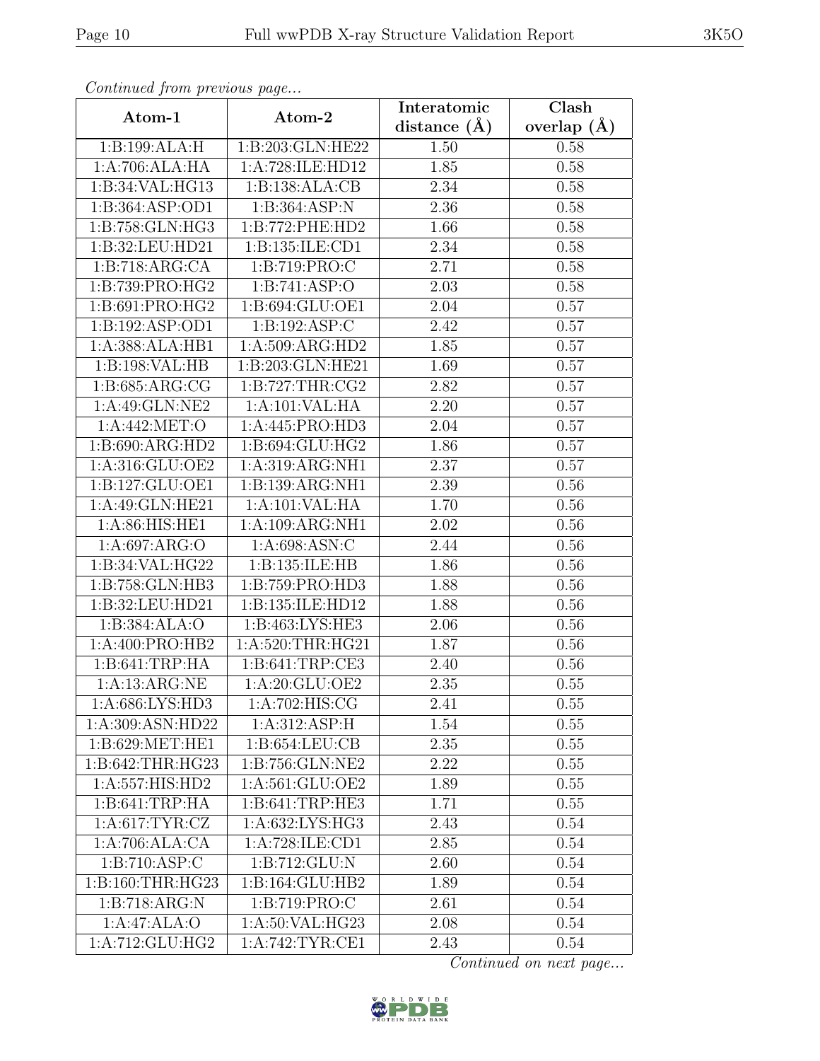*Continued from previous page...*

| Atom-1 | Atom-2 | Interatomic distance (Å) | Clash overlap (Å) |
| --- | --- | --- | --- |
| 1:B:199:ALA:H | 1:B:203:GLN:HE22 | 1.50 | 0.58 |
| 1:A:706:ALA:HA | 1:A:728:ILE:HD12 | 1.85 | 0.58 |
| 1:B:34:VAL:HG13 | 1:B:138:ALA:CB | 2.34 | 0.58 |
| 1:B:364:ASP:OD1 | 1:B:364:ASP:N | 2.36 | 0.58 |
| 1:B:758:GLN:HG3 | 1:B:772:PHE:HD2 | 1.66 | 0.58 |
| 1:B:32:LEU:HD21 | 1:B:135:ILE:CD1 | 2.34 | 0.58 |
| 1:B:718:ARG:CA | 1:B:719:PRO:C | 2.71 | 0.58 |
| 1:B:739:PRO:HG2 | 1:B:741:ASP:O | 2.03 | 0.58 |
| 1:B:691:PRO:HG2 | 1:B:694:GLU:OE1 | 2.04 | 0.57 |
| 1:B:192:ASP:OD1 | 1:B:192:ASP:C | 2.42 | 0.57 |
| 1:A:388:ALA:HB1 | 1:A:509:ARG:HD2 | 1.85 | 0.57 |
| 1:B:198:VAL:HB | 1:B:203:GLN:HE21 | 1.69 | 0.57 |
| 1:B:685:ARG:CG | 1:B:727:THR:CG2 | 2.82 | 0.57 |
| 1:A:49:GLN:NE2 | 1:A:101:VAL:HA | 2.20 | 0.57 |
| 1:A:442:MET:O | 1:A:445:PRO:HD3 | 2.04 | 0.57 |
| 1:B:690:ARG:HD2 | 1:B:694:GLU:HG2 | 1.86 | 0.57 |
| 1:A:316:GLU:OE2 | 1:A:319:ARG:NH1 | 2.37 | 0.57 |
| 1:B:127:GLU:OE1 | 1:B:139:ARG:NH1 | 2.39 | 0.56 |
| 1:A:49:GLN:HE21 | 1:A:101:VAL:HA | 1.70 | 0.56 |
| 1:A:86:HIS:HE1 | 1:A:109:ARG:NH1 | 2.02 | 0.56 |
| 1:A:697:ARG:O | 1:A:698:ASN:C | 2.44 | 0.56 |
| 1:B:34:VAL:HG22 | 1:B:135:ILE:HB | 1.86 | 0.56 |
| 1:B:758:GLN:HB3 | 1:B:759:PRO:HD3 | 1.88 | 0.56 |
| 1:B:32:LEU:HD21 | 1:B:135:ILE:HD12 | 1.88 | 0.56 |
| 1:B:384:ALA:O | 1:B:463:LYS:HE3 | 2.06 | 0.56 |
| 1:A:400:PRO:HB2 | 1:A:520:THR:HG21 | 1.87 | 0.56 |
| 1:B:641:TRP:HA | 1:B:641:TRP:CE3 | 2.40 | 0.56 |
| 1:A:13:ARG:NE | 1:A:20:GLU:OE2 | 2.35 | 0.55 |
| 1:A:686:LYS:HD3 | 1:A:702:HIS:CG | 2.41 | 0.55 |
| 1:A:309:ASN:HD22 | 1:A:312:ASP:H | 1.54 | 0.55 |
| 1:B:629:MET:HE1 | 1:B:654:LEU:CB | 2.35 | 0.55 |
| 1:B:642:THR:HG23 | 1:B:756:GLN:NE2 | 2.22 | 0.55 |
| 1:A:557:HIS:HD2 | 1:A:561:GLU:OE2 | 1.89 | 0.55 |
| 1:B:641:TRP:HA | 1:B:641:TRP:HE3 | 1.71 | 0.55 |
| 1:A:617:TYR:CZ | 1:A:632:LYS:HG3 | 2.43 | 0.54 |
| 1:A:706:ALA:CA | 1:A:728:ILE:CD1 | 2.85 | 0.54 |
| 1:B:710:ASP:C | 1:B:712:GLU:N | 2.60 | 0.54 |
| 1:B:160:THR:HG23 | 1:B:164:GLU:HB2 | 1.89 | 0.54 |
| 1:B:718:ARG:N | 1:B:719:PRO:C | 2.61 | 0.54 |
| 1:A:47:ALA:O | 1:A:50:VAL:HG23 | 2.08 | 0.54 |
| 1:A:712:GLU:HG2 | 1:A:742:TYR:CE1 | 2.43 | 0.54 |

*Continued on next page...*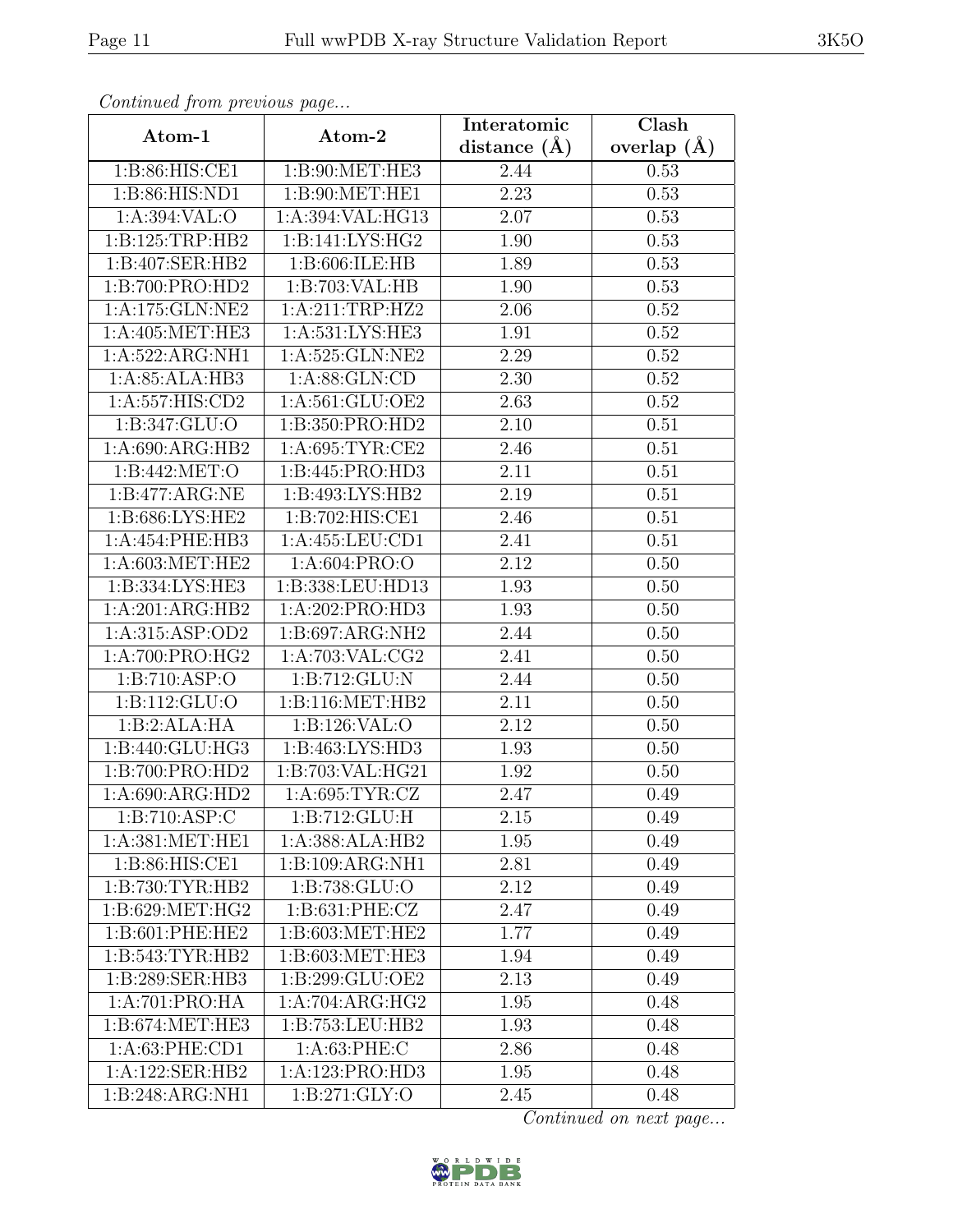*Continued from previous page...*

| Atom-1 | Atom-2 | Interatomic distance (Å) | Clash overlap (Å) |
|---|---|---|---|
| 1:B:86:HIS:CE1 | 1:B:90:MET:HE3 | 2.44 | 0.53 |
| 1:B:86:HIS:ND1 | 1:B:90:MET:HE1 | 2.23 | 0.53 |
| 1:A:394:VAL:O | 1:A:394:VAL:HG13 | 2.07 | 0.53 |
| 1:B:125:TRP:HB2 | 1:B:141:LYS:HG2 | 1.90 | 0.53 |
| 1:B:407:SER:HB2 | 1:B:606:ILE:HB | 1.89 | 0.53 |
| 1:B:700:PRO:HD2 | 1:B:703:VAL:HB | 1.90 | 0.53 |
| 1:A:175:GLN:NE2 | 1:A:211:TRP:HZ2 | 2.06 | 0.52 |
| 1:A:405:MET:HE3 | 1:A:531:LYS:HE3 | 1.91 | 0.52 |
| 1:A:522:ARG:NH1 | 1:A:525:GLN:NE2 | 2.29 | 0.52 |
| 1:A:85:ALA:HB3 | 1:A:88:GLN:CD | 2.30 | 0.52 |
| 1:A:557:HIS:CD2 | 1:A:561:GLU:OE2 | 2.63 | 0.52 |
| 1:B:347:GLU:O | 1:B:350:PRO:HD2 | 2.10 | 0.51 |
| 1:A:690:ARG:HB2 | 1:A:695:TYR:CE2 | 2.46 | 0.51 |
| 1:B:442:MET:O | 1:B:445:PRO:HD3 | 2.11 | 0.51 |
| 1:B:477:ARG:NE | 1:B:493:LYS:HB2 | 2.19 | 0.51 |
| 1:B:686:LYS:HE2 | 1:B:702:HIS:CE1 | 2.46 | 0.51 |
| 1:A:454:PHE:HB3 | 1:A:455:LEU:CD1 | 2.41 | 0.51 |
| 1:A:603:MET:HE2 | 1:A:604:PRO:O | 2.12 | 0.50 |
| 1:B:334:LYS:HE3 | 1:B:338:LEU:HD13 | 1.93 | 0.50 |
| 1:A:201:ARG:HB2 | 1:A:202:PRO:HD3 | 1.93 | 0.50 |
| 1:A:315:ASP:OD2 | 1:B:697:ARG:NH2 | 2.44 | 0.50 |
| 1:A:700:PRO:HG2 | 1:A:703:VAL:CG2 | 2.41 | 0.50 |
| 1:B:710:ASP:O | 1:B:712:GLU:N | 2.44 | 0.50 |
| 1:B:112:GLU:O | 1:B:116:MET:HB2 | 2.11 | 0.50 |
| 1:B:2:ALA:HA | 1:B:126:VAL:O | 2.12 | 0.50 |
| 1:B:440:GLU:HG3 | 1:B:463:LYS:HD3 | 1.93 | 0.50 |
| 1:B:700:PRO:HD2 | 1:B:703:VAL:HG21 | 1.92 | 0.50 |
| 1:A:690:ARG:HD2 | 1:A:695:TYR:CZ | 2.47 | 0.49 |
| 1:B:710:ASP:C | 1:B:712:GLU:H | 2.15 | 0.49 |
| 1:A:381:MET:HE1 | 1:A:388:ALA:HB2 | 1.95 | 0.49 |
| 1:B:86:HIS:CE1 | 1:B:109:ARG:NH1 | 2.81 | 0.49 |
| 1:B:730:TYR:HB2 | 1:B:738:GLU:O | 2.12 | 0.49 |
| 1:B:629:MET:HG2 | 1:B:631:PHE:CZ | 2.47 | 0.49 |
| 1:B:601:PHE:HE2 | 1:B:603:MET:HE2 | 1.77 | 0.49 |
| 1:B:543:TYR:HB2 | 1:B:603:MET:HE3 | 1.94 | 0.49 |
| 1:B:289:SER:HB3 | 1:B:299:GLU:OE2 | 2.13 | 0.49 |
| 1:A:701:PRO:HA | 1:A:704:ARG:HG2 | 1.95 | 0.48 |
| 1:B:674:MET:HE3 | 1:B:753:LEU:HB2 | 1.93 | 0.48 |
| 1:A:63:PHE:CD1 | 1:A:63:PHE:C | 2.86 | 0.48 |
| 1:A:122:SER:HB2 | 1:A:123:PRO:HD3 | 1.95 | 0.48 |
| 1:B:248:ARG:NH1 | 1:B:271:GLY:O | 2.45 | 0.48 |

*Continued on next page...*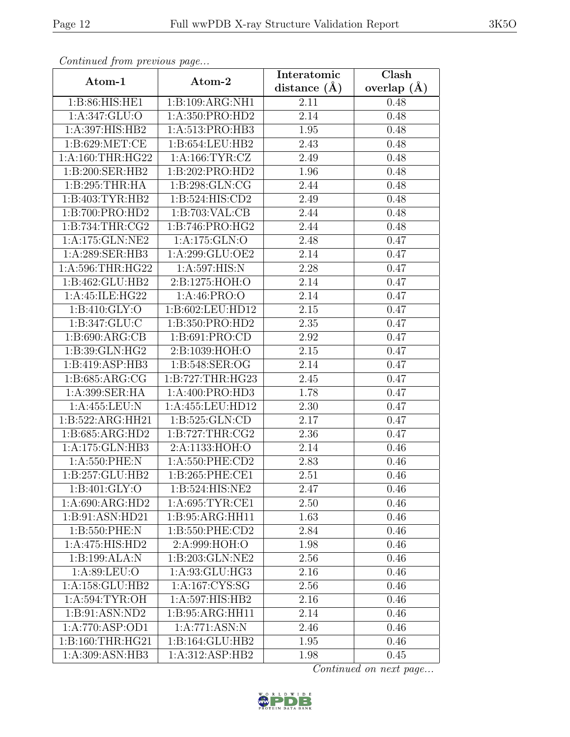*Continued from previous page...*

| Atom-1 | Atom-2 | Interatomic distance (Å) | Clash overlap (Å) |
|---|---|---|---|
| 1:B:86:HIS:HE1 | 1:B:109:ARG:NH1 | 2.11 | 0.48 |
| 1:A:347:GLU:O | 1:A:350:PRO:HD2 | 2.14 | 0.48 |
| 1:A:397:HIS:HB2 | 1:A:513:PRO:HB3 | 1.95 | 0.48 |
| 1:B:629:MET:CE | 1:B:654:LEU:HB2 | 2.43 | 0.48 |
| 1:A:160:THR:HG22 | 1:A:166:TYR:CZ | 2.49 | 0.48 |
| 1:B:200:SER:HB2 | 1:B:202:PRO:HD2 | 1.96 | 0.48 |
| 1:B:295:THR:HA | 1:B:298:GLN:CG | 2.44 | 0.48 |
| 1:B:403:TYR:HB2 | 1:B:524:HIS:CD2 | 2.49 | 0.48 |
| 1:B:700:PRO:HD2 | 1:B:703:VAL:CB | 2.44 | 0.48 |
| 1:B:734:THR:CG2 | 1:B:746:PRO:HG2 | 2.44 | 0.48 |
| 1:A:175:GLN:NE2 | 1:A:175:GLN:O | 2.48 | 0.47 |
| 1:A:289:SER:HB3 | 1:A:299:GLU:OE2 | 2.14 | 0.47 |
| 1:A:596:THR:HG22 | 1:A:597:HIS:N | 2.28 | 0.47 |
| 1:B:462:GLU:HB2 | 2:B:1275:HOH:O | 2.14 | 0.47 |
| 1:A:45:ILE:HG22 | 1:A:46:PRO:O | 2.14 | 0.47 |
| 1:B:410:GLY:O | 1:B:602:LEU:HD12 | 2.15 | 0.47 |
| 1:B:347:GLU:C | 1:B:350:PRO:HD2 | 2.35 | 0.47 |
| 1:B:690:ARG:CB | 1:B:691:PRO:CD | 2.92 | 0.47 |
| 1:B:39:GLN:HG2 | 2:B:1039:HOH:O | 2.15 | 0.47 |
| 1:B:419:ASP:HB3 | 1:B:548:SER:OG | 2.14 | 0.47 |
| 1:B:685:ARG:CG | 1:B:727:THR:HG23 | 2.45 | 0.47 |
| 1:A:399:SER:HA | 1:A:400:PRO:HD3 | 1.78 | 0.47 |
| 1:A:455:LEU:N | 1:A:455:LEU:HD12 | 2.30 | 0.47 |
| 1:B:522:ARG:HH21 | 1:B:525:GLN:CD | 2.17 | 0.47 |
| 1:B:685:ARG:HD2 | 1:B:727:THR:CG2 | 2.36 | 0.47 |
| 1:A:175:GLN:HB3 | 2:A:1133:HOH:O | 2.14 | 0.46 |
| 1:A:550:PHE:N | 1:A:550:PHE:CD2 | 2.83 | 0.46 |
| 1:B:257:GLU:HB2 | 1:B:265:PHE:CE1 | 2.51 | 0.46 |
| 1:B:401:GLY:O | 1:B:524:HIS:NE2 | 2.47 | 0.46 |
| 1:A:690:ARG:HD2 | 1:A:695:TYR:CE1 | 2.50 | 0.46 |
| 1:B:91:ASN:HD21 | 1:B:95:ARG:HH11 | 1.63 | 0.46 |
| 1:B:550:PHE:N | 1:B:550:PHE:CD2 | 2.84 | 0.46 |
| 1:A:475:HIS:HD2 | 2:A:999:HOH:O | 1.98 | 0.46 |
| 1:B:199:ALA:N | 1:B:203:GLN:NE2 | 2.56 | 0.46 |
| 1:A:89:LEU:O | 1:A:93:GLU:HG3 | 2.16 | 0.46 |
| 1:A:158:GLU:HB2 | 1:A:167:CYS:SG | 2.56 | 0.46 |
| 1:A:594:TYR:OH | 1:A:597:HIS:HB2 | 2.16 | 0.46 |
| 1:B:91:ASN:ND2 | 1:B:95:ARG:HH11 | 2.14 | 0.46 |
| 1:A:770:ASP:OD1 | 1:A:771:ASN:N | 2.46 | 0.46 |
| 1:B:160:THR:HG21 | 1:B:164:GLU:HB2 | 1.95 | 0.46 |
| 1:A:309:ASN:HB3 | 1:A:312:ASP:HB2 | 1.98 | 0.45 |

*Continued on next page...*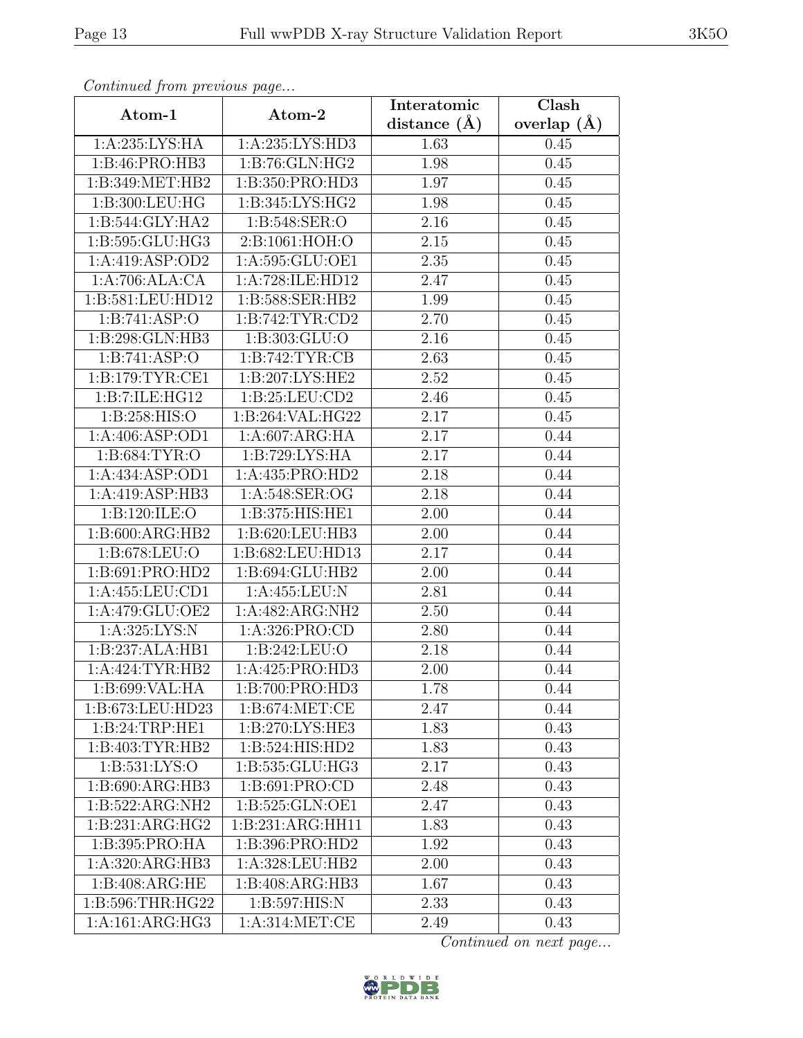*Continued from previous page...*

| Atom-1 | Atom-2 | Interatomic distance (Å) | Clash overlap (Å) |
| --- | --- | --- | --- |
| 1:A:235:LYS:HA | 1:A:235:LYS:HD3 | 1.63 | 0.45 |
| 1:B:46:PRO:HB3 | 1:B:76:GLN:HG2 | 1.98 | 0.45 |
| 1:B:349:MET:HB2 | 1:B:350:PRO:HD3 | 1.97 | 0.45 |
| 1:B:300:LEU:HG | 1:B:345:LYS:HG2 | 1.98 | 0.45 |
| 1:B:544:GLY:HA2 | 1:B:548:SER:O | 2.16 | 0.45 |
| 1:B:595:GLU:HG3 | 2:B:1061:HOH:O | 2.15 | 0.45 |
| 1:A:419:ASP:OD2 | 1:A:595:GLU:OE1 | 2.35 | 0.45 |
| 1:A:706:ALA:CA | 1:A:728:ILE:HD12 | 2.47 | 0.45 |
| 1:B:581:LEU:HD12 | 1:B:588:SER:HB2 | 1.99 | 0.45 |
| 1:B:741:ASP:O | 1:B:742:TYR:CD2 | 2.70 | 0.45 |
| 1:B:298:GLN:HB3 | 1:B:303:GLU:O | 2.16 | 0.45 |
| 1:B:741:ASP:O | 1:B:742:TYR:CB | 2.63 | 0.45 |
| 1:B:179:TYR:CE1 | 1:B:207:LYS:HE2 | 2.52 | 0.45 |
| 1:B:7:ILE:HG12 | 1:B:25:LEU:CD2 | 2.46 | 0.45 |
| 1:B:258:HIS:O | 1:B:264:VAL:HG22 | 2.17 | 0.45 |
| 1:A:406:ASP:OD1 | 1:A:607:ARG:HA | 2.17 | 0.44 |
| 1:B:684:TYR:O | 1:B:729:LYS:HA | 2.17 | 0.44 |
| 1:A:434:ASP:OD1 | 1:A:435:PRO:HD2 | 2.18 | 0.44 |
| 1:A:419:ASP:HB3 | 1:A:548:SER:OG | 2.18 | 0.44 |
| 1:B:120:ILE:O | 1:B:375:HIS:HE1 | 2.00 | 0.44 |
| 1:B:600:ARG:HB2 | 1:B:620:LEU:HB3 | 2.00 | 0.44 |
| 1:B:678:LEU:O | 1:B:682:LEU:HD13 | 2.17 | 0.44 |
| 1:B:691:PRO:HD2 | 1:B:694:GLU:HB2 | 2.00 | 0.44 |
| 1:A:455:LEU:CD1 | 1:A:455:LEU:N | 2.81 | 0.44 |
| 1:A:479:GLU:OE2 | 1:A:482:ARG:NH2 | 2.50 | 0.44 |
| 1:A:325:LYS:N | 1:A:326:PRO:CD | 2.80 | 0.44 |
| 1:B:237:ALA:HB1 | 1:B:242:LEU:O | 2.18 | 0.44 |
| 1:A:424:TYR:HB2 | 1:A:425:PRO:HD3 | 2.00 | 0.44 |
| 1:B:699:VAL:HA | 1:B:700:PRO:HD3 | 1.78 | 0.44 |
| 1:B:673:LEU:HD23 | 1:B:674:MET:CE | 2.47 | 0.44 |
| 1:B:24:TRP:HE1 | 1:B:270:LYS:HE3 | 1.83 | 0.43 |
| 1:B:403:TYR:HB2 | 1:B:524:HIS:HD2 | 1.83 | 0.43 |
| 1:B:531:LYS:O | 1:B:535:GLU:HG3 | 2.17 | 0.43 |
| 1:B:690:ARG:HB3 | 1:B:691:PRO:CD | 2.48 | 0.43 |
| 1:B:522:ARG:NH2 | 1:B:525:GLN:OE1 | 2.47 | 0.43 |
| 1:B:231:ARG:HG2 | 1:B:231:ARG:HH11 | 1.83 | 0.43 |
| 1:B:395:PRO:HA | 1:B:396:PRO:HD2 | 1.92 | 0.43 |
| 1:A:320:ARG:HB3 | 1:A:328:LEU:HB2 | 2.00 | 0.43 |
| 1:B:408:ARG:HE | 1:B:408:ARG:HB3 | 1.67 | 0.43 |
| 1:B:596:THR:HG22 | 1:B:597:HIS:N | 2.33 | 0.43 |
| 1:A:161:ARG:HG3 | 1:A:314:MET:CE | 2.49 | 0.43 |

*Continued on next page...*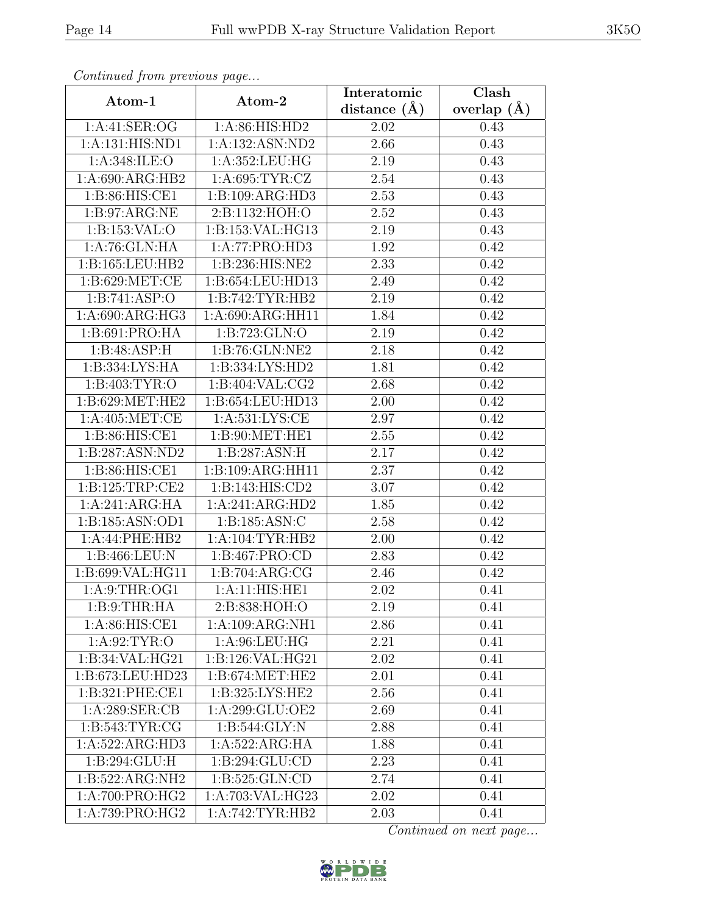*Continued from previous page...*

| Atom-1 | Atom-2 | Interatomic distance (Å) | Clash overlap (Å) |
|---|---|---|---|
| 1:A:41:SER:OG | 1:A:86:HIS:HD2 | 2.02 | 0.43 |
| 1:A:131:HIS:ND1 | 1:A:132:ASN:ND2 | 2.66 | 0.43 |
| 1:A:348:ILE:O | 1:A:352:LEU:HG | 2.19 | 0.43 |
| 1:A:690:ARG:HB2 | 1:A:695:TYR:CZ | 2.54 | 0.43 |
| 1:B:86:HIS:CE1 | 1:B:109:ARG:HD3 | 2.53 | 0.43 |
| 1:B:97:ARG:NE | 2:B:1132:HOH:O | 2.52 | 0.43 |
| 1:B:153:VAL:O | 1:B:153:VAL:HG13 | 2.19 | 0.43 |
| 1:A:76:GLN:HA | 1:A:77:PRO:HD3 | 1.92 | 0.42 |
| 1:B:165:LEU:HB2 | 1:B:236:HIS:NE2 | 2.33 | 0.42 |
| 1:B:629:MET:CE | 1:B:654:LEU:HD13 | 2.49 | 0.42 |
| 1:B:741:ASP:O | 1:B:742:TYR:HB2 | 2.19 | 0.42 |
| 1:A:690:ARG:HG3 | 1:A:690:ARG:HH11 | 1.84 | 0.42 |
| 1:B:691:PRO:HA | 1:B:723:GLN:O | 2.19 | 0.42 |
| 1:B:48:ASP:H | 1:B:76:GLN:NE2 | 2.18 | 0.42 |
| 1:B:334:LYS:HA | 1:B:334:LYS:HD2 | 1.81 | 0.42 |
| 1:B:403:TYR:O | 1:B:404:VAL:CG2 | 2.68 | 0.42 |
| 1:B:629:MET:HE2 | 1:B:654:LEU:HD13 | 2.00 | 0.42 |
| 1:A:405:MET:CE | 1:A:531:LYS:CE | 2.97 | 0.42 |
| 1:B:86:HIS:CE1 | 1:B:90:MET:HE1 | 2.55 | 0.42 |
| 1:B:287:ASN:ND2 | 1:B:287:ASN:H | 2.17 | 0.42 |
| 1:B:86:HIS:CE1 | 1:B:109:ARG:HH11 | 2.37 | 0.42 |
| 1:B:125:TRP:CE2 | 1:B:143:HIS:CD2 | 3.07 | 0.42 |
| 1:A:241:ARG:HA | 1:A:241:ARG:HD2 | 1.85 | 0.42 |
| 1:B:185:ASN:OD1 | 1:B:185:ASN:C | 2.58 | 0.42 |
| 1:A:44:PHE:HB2 | 1:A:104:TYR:HB2 | 2.00 | 0.42 |
| 1:B:466:LEU:N | 1:B:467:PRO:CD | 2.83 | 0.42 |
| 1:B:699:VAL:HG11 | 1:B:704:ARG:CG | 2.46 | 0.42 |
| 1:A:9:THR:OG1 | 1:A:11:HIS:HE1 | 2.02 | 0.41 |
| 1:B:9:THR:HA | 2:B:838:HOH:O | 2.19 | 0.41 |
| 1:A:86:HIS:CE1 | 1:A:109:ARG:NH1 | 2.86 | 0.41 |
| 1:A:92:TYR:O | 1:A:96:LEU:HG | 2.21 | 0.41 |
| 1:B:34:VAL:HG21 | 1:B:126:VAL:HG21 | 2.02 | 0.41 |
| 1:B:673:LEU:HD23 | 1:B:674:MET:HE2 | 2.01 | 0.41 |
| 1:B:321:PHE:CE1 | 1:B:325:LYS:HE2 | 2.56 | 0.41 |
| 1:A:289:SER:CB | 1:A:299:GLU:OE2 | 2.69 | 0.41 |
| 1:B:543:TYR:CG | 1:B:544:GLY:N | 2.88 | 0.41 |
| 1:A:522:ARG:HD3 | 1:A:522:ARG:HA | 1.88 | 0.41 |
| 1:B:294:GLU:H | 1:B:294:GLU:CD | 2.23 | 0.41 |
| 1:B:522:ARG:NH2 | 1:B:525:GLN:CD | 2.74 | 0.41 |
| 1:A:700:PRO:HG2 | 1:A:703:VAL:HG23 | 2.02 | 0.41 |
| 1:A:739:PRO:HG2 | 1:A:742:TYR:HB2 | 2.03 | 0.41 |

*Continued on next page...*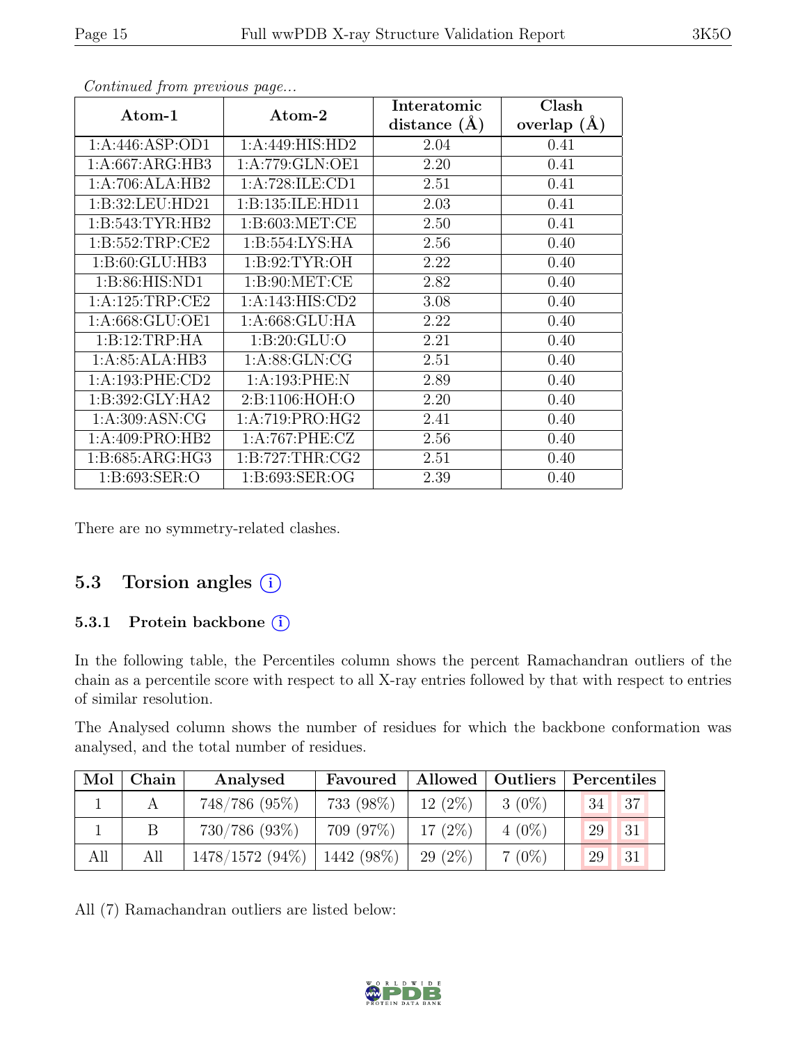*Continued from previous page...*

| Atom-1 | Atom-2 | Interatomic distance (Å) | Clash overlap (Å) |
|---|---|---|---|
| 1:A:446:ASP:OD1 | 1:A:449:HIS:HD2 | 2.04 | 0.41 |
| 1:A:667:ARG:HB3 | 1:A:779:GLN:OE1 | 2.20 | 0.41 |
| 1:A:706:ALA:HB2 | 1:A:728:ILE:CD1 | 2.51 | 0.41 |
| 1:B:32:LEU:HD21 | 1:B:135:ILE:HD11 | 2.03 | 0.41 |
| 1:B:543:TYR:HB2 | 1:B:603:MET:CE | 2.50 | 0.41 |
| 1:B:552:TRP:CE2 | 1:B:554:LYS:HA | 2.56 | 0.40 |
| 1:B:60:GLU:HB3 | 1:B:92:TYR:OH | 2.22 | 0.40 |
| 1:B:86:HIS:ND1 | 1:B:90:MET:CE | 2.82 | 0.40 |
| 1:A:125:TRP:CE2 | 1:A:143:HIS:CD2 | 3.08 | 0.40 |
| 1:A:668:GLU:OE1 | 1:A:668:GLU:HA | 2.22 | 0.40 |
| 1:B:12:TRP:HA | 1:B:20:GLU:O | 2.21 | 0.40 |
| 1:A:85:ALA:HB3 | 1:A:88:GLN:CG | 2.51 | 0.40 |
| 1:A:193:PHE:CD2 | 1:A:193:PHE:N | 2.89 | 0.40 |
| 1:B:392:GLY:HA2 | 2:B:1106:HOH:O | 2.20 | 0.40 |
| 1:A:309:ASN:CG | 1:A:719:PRO:HG2 | 2.41 | 0.40 |
| 1:A:409:PRO:HB2 | 1:A:767:PHE:CZ | 2.56 | 0.40 |
| 1:B:685:ARG:HG3 | 1:B:727:THR:CG2 | 2.51 | 0.40 |
| 1:B:693:SER:O | 1:B:693:SER:OG | 2.39 | 0.40 |

There are no symmetry-related clashes.

## 5.3 Torsion angles

### 5.3.1 Protein backbone

In the following table, the Percentiles column shows the percent Ramachandran outliers of the chain as a percentile score with respect to all X-ray entries followed by that with respect to entries of similar resolution.

The Analysed column shows the number of residues for which the backbone conformation was analysed, and the total number of residues.

| Mol | Chain | Analysed | Favoured | Allowed | Outliers | Percentiles | |
|---|---|---|---|---|---|---|---|
| 1 | A | 748/786 (95%) | 733 (98%) | 12 (2%) | 3 (0%) | 34 | 37 |
| 1 | B | 730/786 (93%) | 709 (97%) | 17 (2%) | 4 (0%) | 29 | 31 |
| All | All | 1478/1572 (94%) | 1442 (98%) | 29 (2%) | 7 (0%) | 29 | 31 |

All (7) Ramachandran outliers are listed below: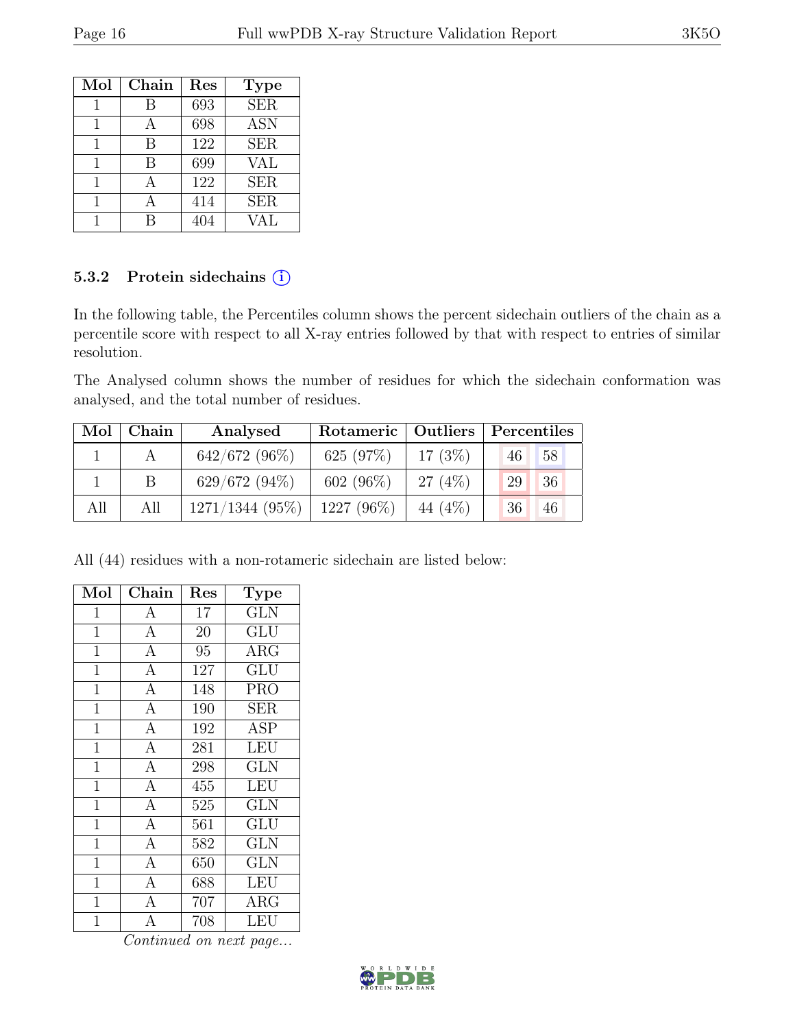| Mol | Chain | Res | Type |
|---|---|---|---|
| 1 | B | 693 | SER |
| 1 | A | 698 | ASN |
| 1 | B | 122 | SER |
| 1 | B | 699 | VAL |
| 1 | A | 122 | SER |
| 1 | A | 414 | SER |
| 1 | B | 404 | VAL |

### 5.3.2 Protein sidechains (i)

In the following table, the Percentiles column shows the percent sidechain outliers of the chain as a percentile score with respect to all X-ray entries followed by that with respect to entries of similar resolution.

The Analysed column shows the number of residues for which the sidechain conformation was analysed, and the total number of residues.

| Mol | Chain | Analysed | Rotameric | Outliers | Percentiles | |
|---|---|---|---|---|---|---|
| 1 | A | 642/672 (96%) | 625 (97%) | 17 (3%) | 46 | 58 |
| 1 | B | 629/672 (94%) | 602 (96%) | 27 (4%) | 29 | 36 |
| All | All | 1271/1344 (95%) | 1227 (96%) | 44 (4%) | 36 | 46 |

All (44) residues with a non-rotameric sidechain are listed below:

| Mol | Chain | Res | Type |
|---|---|---|---|
| 1 | A | 17 | GLN |
| 1 | A | 20 | GLU |
| 1 | A | 95 | ARG |
| 1 | A | 127 | GLU |
| 1 | A | 148 | PRO |
| 1 | A | 190 | SER |
| 1 | A | 192 | ASP |
| 1 | A | 281 | LEU |
| 1 | A | 298 | GLN |
| 1 | A | 455 | LEU |
| 1 | A | 525 | GLN |
| 1 | A | 561 | GLU |
| 1 | A | 582 | GLN |
| 1 | A | 650 | GLN |
| 1 | A | 688 | LEU |
| 1 | A | 707 | ARG |
| 1 | A | 708 | LEU |

*Continued on next page...*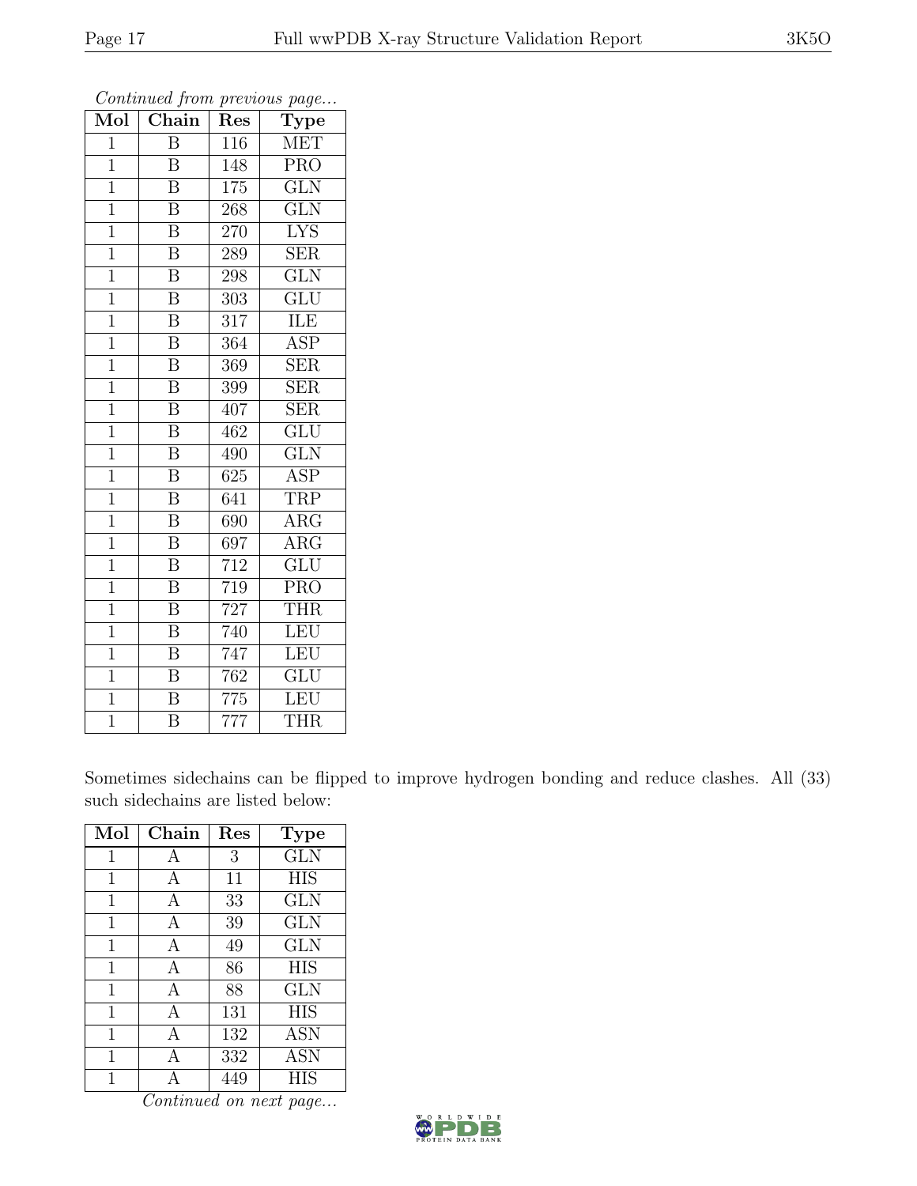*Continued from previous page...*

| Mol | Chain | Res | Type |
|---|---|---|---|
| 1 | B | 116 | MET |
| 1 | B | 148 | PRO |
| 1 | B | 175 | GLN |
| 1 | B | 268 | GLN |
| 1 | B | 270 | LYS |
| 1 | B | 289 | SER |
| 1 | B | 298 | GLN |
| 1 | B | 303 | GLU |
| 1 | B | 317 | ILE |
| 1 | B | 364 | ASP |
| 1 | B | 369 | SER |
| 1 | B | 399 | SER |
| 1 | B | 407 | SER |
| 1 | B | 462 | GLU |
| 1 | B | 490 | GLN |
| 1 | B | 625 | ASP |
| 1 | B | 641 | TRP |
| 1 | B | 690 | ARG |
| 1 | B | 697 | ARG |
| 1 | B | 712 | GLU |
| 1 | B | 719 | PRO |
| 1 | B | 727 | THR |
| 1 | B | 740 | LEU |
| 1 | B | 747 | LEU |
| 1 | B | 762 | GLU |
| 1 | B | 775 | LEU |
| 1 | B | 777 | THR |

Sometimes sidechains can be flipped to improve hydrogen bonding and reduce clashes. All (33) such sidechains are listed below:

| Mol | Chain | Res | Type |
|---|---|---|---|
| 1 | A | 3 | GLN |
| 1 | A | 11 | HIS |
| 1 | A | 33 | GLN |
| 1 | A | 39 | GLN |
| 1 | A | 49 | GLN |
| 1 | A | 86 | HIS |
| 1 | A | 88 | GLN |
| 1 | A | 131 | HIS |
| 1 | A | 132 | ASN |
| 1 | A | 332 | ASN |
| 1 | A | 449 | HIS |

*Continued on next page...*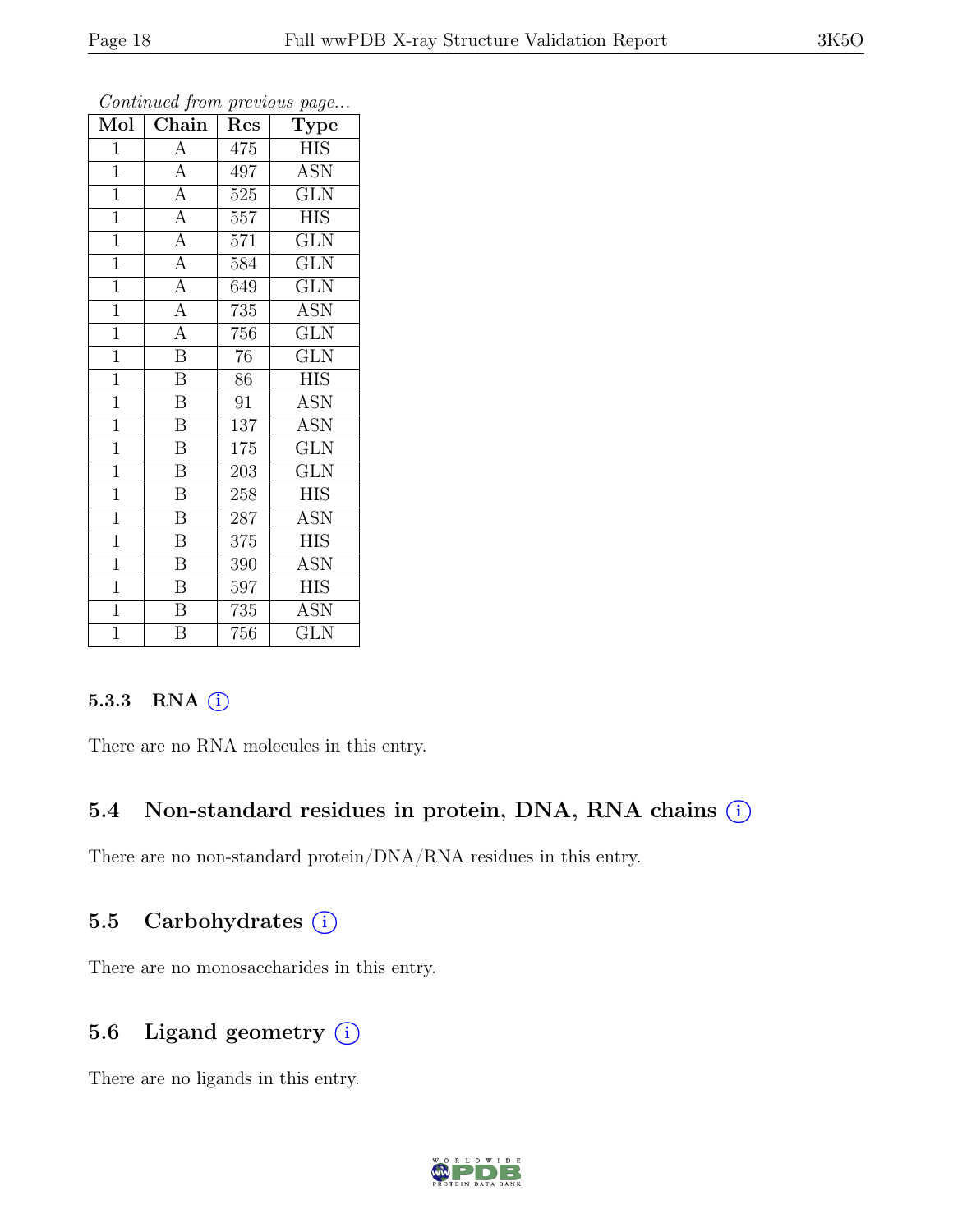*Continued from previous page...*

| Mol | Chain | Res | Type |
|---|---|---|---|
| 1 | A | 475 | HIS |
| 1 | A | 497 | ASN |
| 1 | A | 525 | GLN |
| 1 | A | 557 | HIS |
| 1 | A | 571 | GLN |
| 1 | A | 584 | GLN |
| 1 | A | 649 | GLN |
| 1 | A | 735 | ASN |
| 1 | A | 756 | GLN |
| 1 | B | 76 | GLN |
| 1 | B | 86 | HIS |
| 1 | B | 91 | ASN |
| 1 | B | 137 | ASN |
| 1 | B | 175 | GLN |
| 1 | B | 203 | GLN |
| 1 | B | 258 | HIS |
| 1 | B | 287 | ASN |
| 1 | B | 375 | HIS |
| 1 | B | 390 | ASN |
| 1 | B | 597 | HIS |
| 1 | B | 735 | ASN |
| 1 | B | 756 | GLN |

#### 5.3.3 RNA (i)

There are no RNA molecules in this entry.

### 5.4 Non-standard residues in protein, DNA, RNA chains (i)

There are no non-standard protein/DNA/RNA residues in this entry.

### 5.5 Carbohydrates (i)

There are no monosaccharides in this entry.

### 5.6 Ligand geometry (i)

There are no ligands in this entry.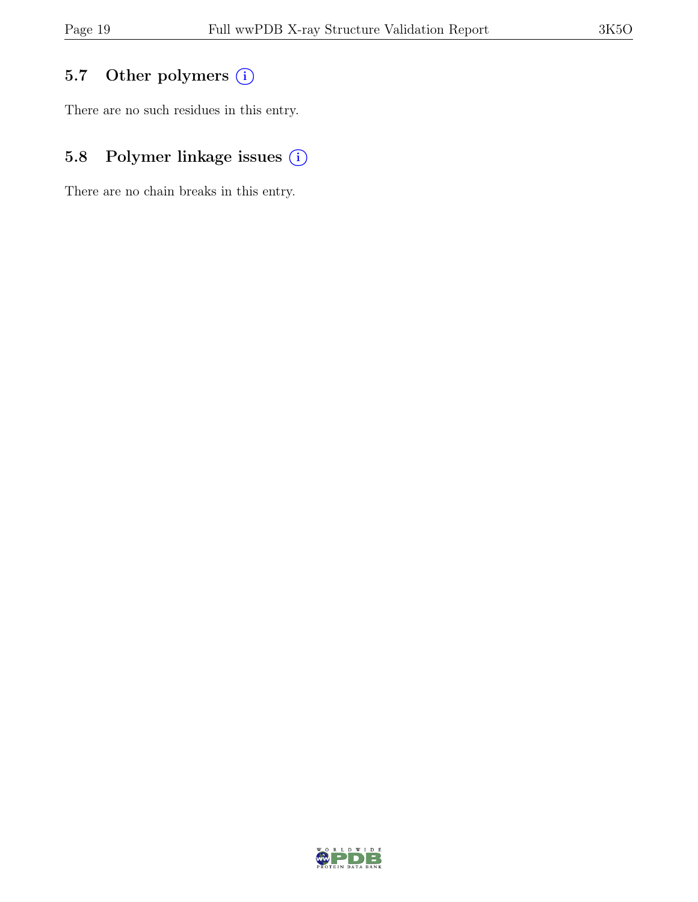## 5.7 Other polymers (i)

There are no such residues in this entry.

## 5.8 Polymer linkage issues (i)

There are no chain breaks in this entry.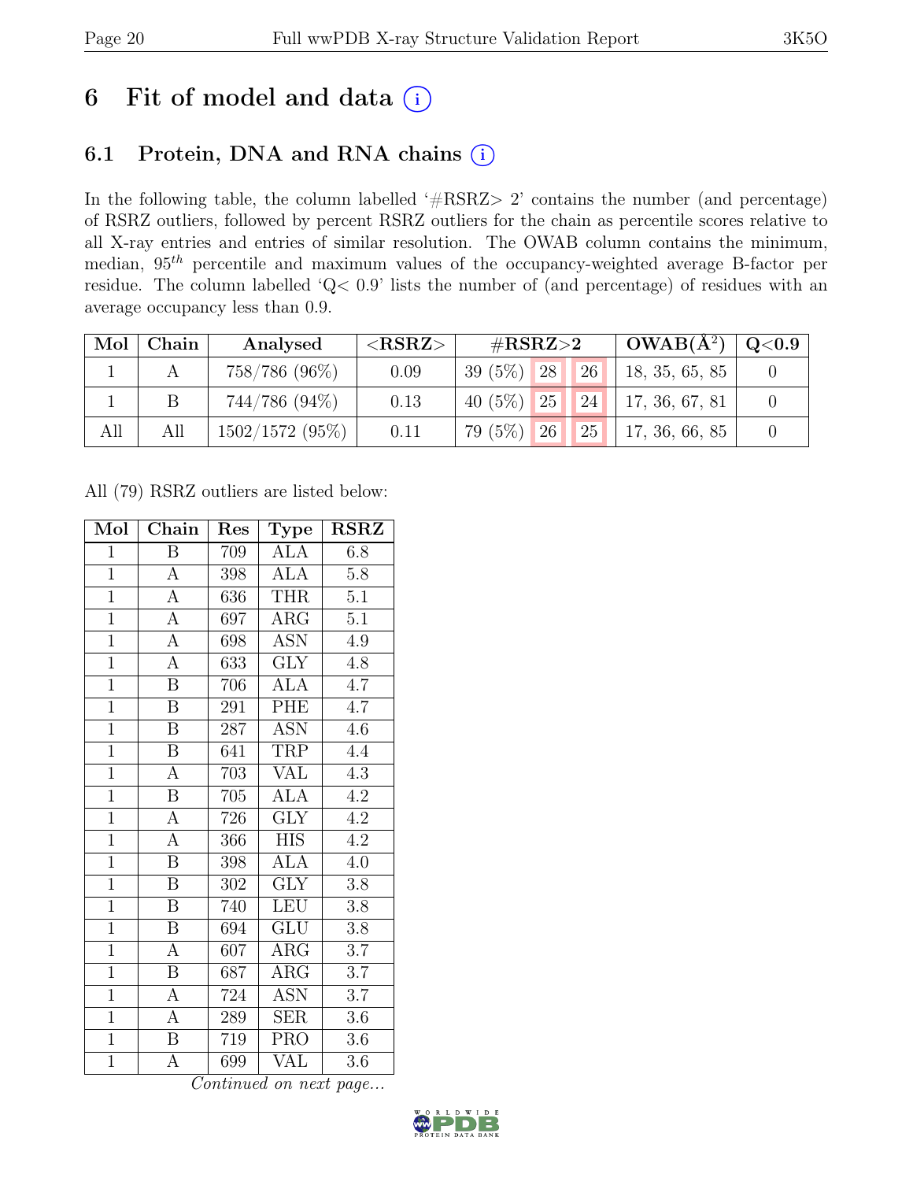# 6 Fit of model and data (i)

## 6.1 Protein, DNA and RNA chains (i)

In the following table, the column labelled '#RSRZ> 2' contains the number (and percentage) of RSRZ outliers, followed by percent RSRZ outliers for the chain as percentile scores relative to all X-ray entries and entries of similar resolution. The OWAB column contains the minimum, median, $95^{th}$ percentile and maximum values of the occupancy-weighted average B-factor per residue. The column labelled 'Q< 0.9' lists the number of (and percentage) of residues with an average occupancy less than 0.9.

| Mol | Chain | Analysed | <RSRZ> | #RSRZ>2 | | | OWAB(Å$^2$) | Q<0.9 |
|---|---|---|---|---|---|---|---|---|
| 1 | A | 758/786 (96%) | 0.09 | 39 (5%) | 28 | 26 | 18, 35, 65, 85 | 0 |
| 1 | B | 744/786 (94%) | 0.13 | 40 (5%) | 25 | 24 | 17, 36, 67, 81 | 0 |
| All | All | 1502/1572 (95%) | 0.11 | 79 (5%) | 26 | 25 | 17, 36, 66, 85 | 0 |

All (79) RSRZ outliers are listed below:

| Mol | Chain | Res | Type | RSRZ |
|---|---|---|---|---|
| 1 | B | 709 | ALA | 6.8 |
| 1 | A | 398 | ALA | 5.8 |
| 1 | A | 636 | THR | 5.1 |
| 1 | A | 697 | ARG | 5.1 |
| 1 | A | 698 | ASN | 4.9 |
| 1 | A | 633 | GLY | 4.8 |
| 1 | B | 706 | ALA | 4.7 |
| 1 | B | 291 | PHE | 4.7 |
| 1 | B | 287 | ASN | 4.6 |
| 1 | B | 641 | TRP | 4.4 |
| 1 | A | 703 | VAL | 4.3 |
| 1 | B | 705 | ALA | 4.2 |
| 1 | A | 726 | GLY | 4.2 |
| 1 | A | 366 | HIS | 4.2 |
| 1 | B | 398 | ALA | 4.0 |
| 1 | B | 302 | GLY | 3.8 |
| 1 | B | 740 | LEU | 3.8 |
| 1 | B | 694 | GLU | 3.8 |
| 1 | A | 607 | ARG | 3.7 |
| 1 | B | 687 | ARG | 3.7 |
| 1 | A | 724 | ASN | 3.7 |
| 1 | A | 289 | SER | 3.6 |
| 1 | B | 719 | PRO | 3.6 |
| 1 | A | 699 | VAL | 3.6 |

*Continued on next page...*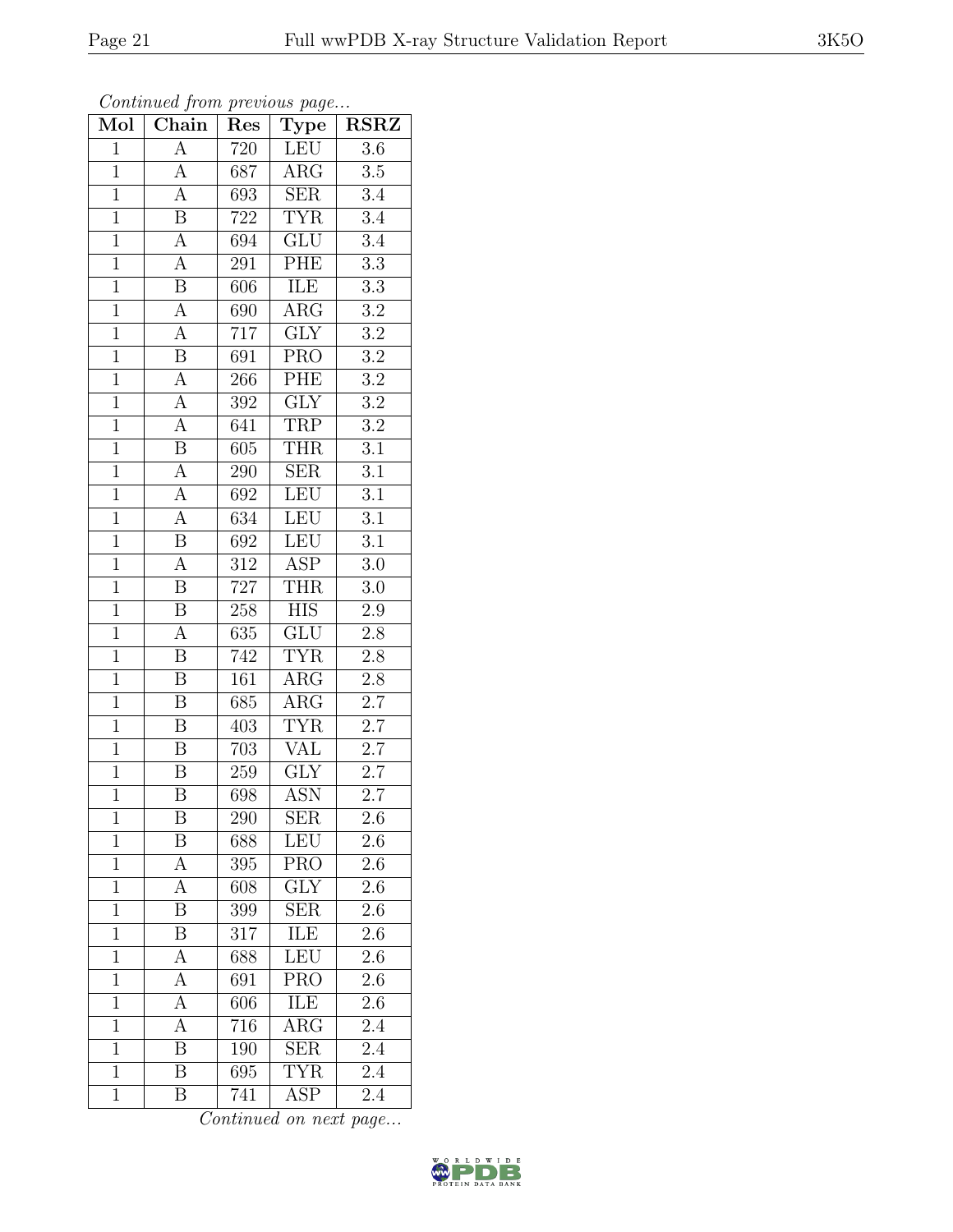*Continued from previous page...*

| Mol | Chain | Res | Type | RSRZ |
|---|---|---|---|---|
| 1 | A | 720 | LEU | 3.6 |
| 1 | A | 687 | ARG | 3.5 |
| 1 | A | 693 | SER | 3.4 |
| 1 | B | 722 | TYR | 3.4 |
| 1 | A | 694 | GLU | 3.4 |
| 1 | A | 291 | PHE | 3.3 |
| 1 | B | 606 | ILE | 3.3 |
| 1 | A | 690 | ARG | 3.2 |
| 1 | A | 717 | GLY | 3.2 |
| 1 | B | 691 | PRO | 3.2 |
| 1 | A | 266 | PHE | 3.2 |
| 1 | A | 392 | GLY | 3.2 |
| 1 | A | 641 | TRP | 3.2 |
| 1 | B | 605 | THR | 3.1 |
| 1 | A | 290 | SER | 3.1 |
| 1 | A | 692 | LEU | 3.1 |
| 1 | A | 634 | LEU | 3.1 |
| 1 | B | 692 | LEU | 3.1 |
| 1 | A | 312 | ASP | 3.0 |
| 1 | B | 727 | THR | 3.0 |
| 1 | B | 258 | HIS | 2.9 |
| 1 | A | 635 | GLU | 2.8 |
| 1 | B | 742 | TYR | 2.8 |
| 1 | B | 161 | ARG | 2.8 |
| 1 | B | 685 | ARG | 2.7 |
| 1 | B | 403 | TYR | 2.7 |
| 1 | B | 703 | VAL | 2.7 |
| 1 | B | 259 | GLY | 2.7 |
| 1 | B | 698 | ASN | 2.7 |
| 1 | B | 290 | SER | 2.6 |
| 1 | B | 688 | LEU | 2.6 |
| 1 | A | 395 | PRO | 2.6 |
| 1 | A | 608 | GLY | 2.6 |
| 1 | B | 399 | SER | 2.6 |
| 1 | B | 317 | ILE | 2.6 |
| 1 | A | 688 | LEU | 2.6 |
| 1 | A | 691 | PRO | 2.6 |
| 1 | A | 606 | ILE | 2.6 |
| 1 | A | 716 | ARG | 2.4 |
| 1 | B | 190 | SER | 2.4 |
| 1 | B | 695 | TYR | 2.4 |
| 1 | B | 741 | ASP | 2.4 |

*Continued on next page...*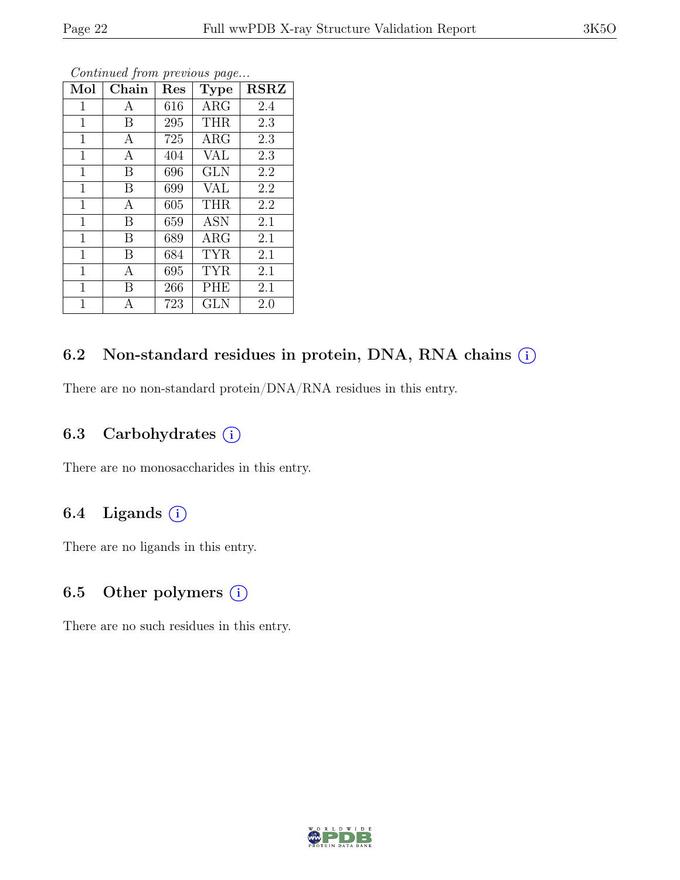*Continued from previous page...*

| Mol | Chain | Res | Type | RSRZ |
|---|---|---|---|---|
| 1 | A | 616 | ARG | 2.4 |
| 1 | B | 295 | THR | 2.3 |
| 1 | A | 725 | ARG | 2.3 |
| 1 | A | 404 | VAL | 2.3 |
| 1 | B | 696 | GLN | 2.2 |
| 1 | B | 699 | VAL | 2.2 |
| 1 | A | 605 | THR | 2.2 |
| 1 | B | 659 | ASN | 2.1 |
| 1 | B | 689 | ARG | 2.1 |
| 1 | B | 684 | TYR | 2.1 |
| 1 | A | 695 | TYR | 2.1 |
| 1 | B | 266 | PHE | 2.1 |
| 1 | A | 723 | GLN | 2.0 |

### 6.2 Non-standard residues in protein, DNA, RNA chains (i)

There are no non-standard protein/DNA/RNA residues in this entry.

### 6.3 Carbohydrates (i)

There are no monosaccharides in this entry.

### 6.4 Ligands (i)

There are no ligands in this entry.

### 6.5 Other polymers (i)

There are no such residues in this entry.